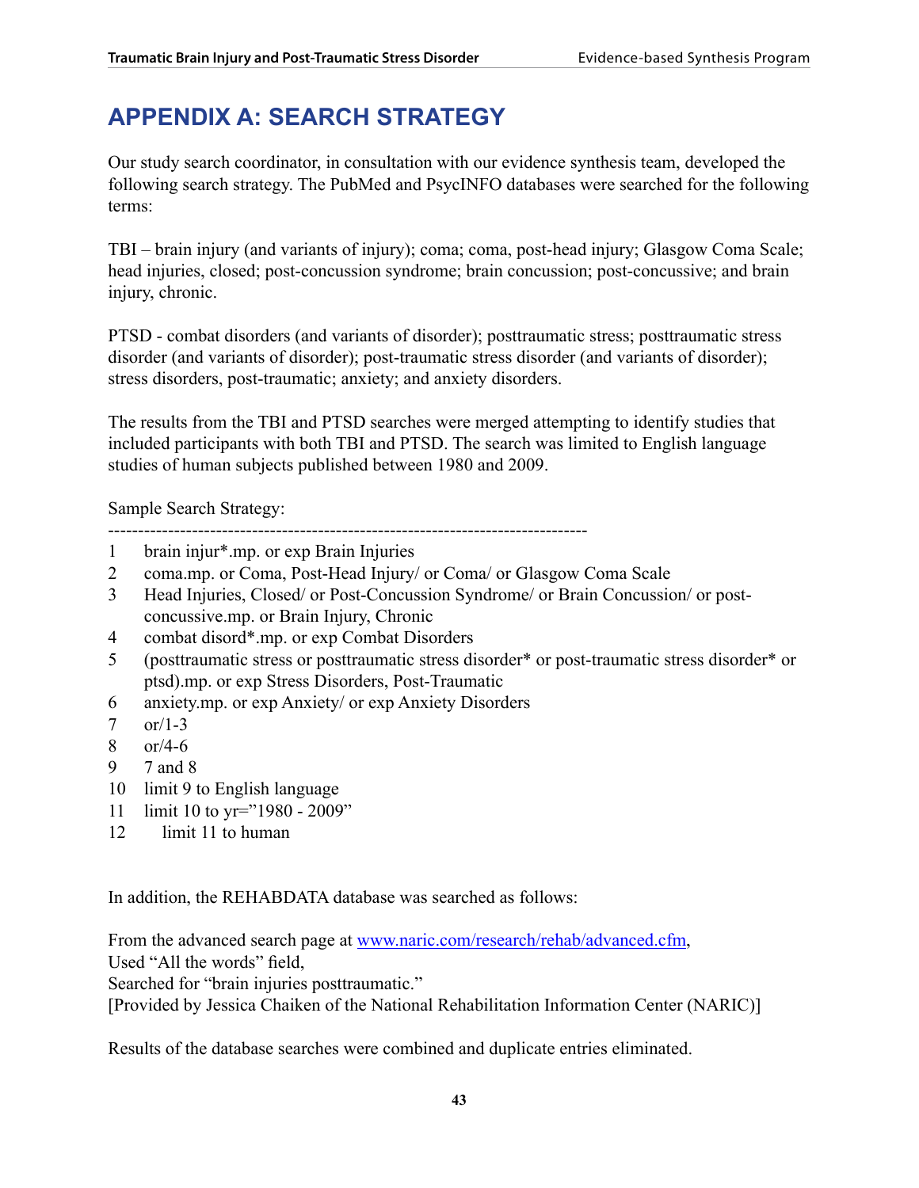# APPENDIX A: SEARCH STRATEGY

Our study search coordinator, in consultation with our evidence synthesis team, developed the following search strategy. The PubMed and PsycINFO databases were searched for the following terms:

TBI – brain injury (and variants of injury); coma; coma, post-head injury; Glasgow Coma Scale; head injuries, closed; post-concussion syndrome; brain concussion; post-concussive; and brain injury, chronic.

PTSD - combat disorders (and variants of disorder); posttraumatic stress; posttraumatic stress disorder (and variants of disorder); post-traumatic stress disorder (and variants of disorder); stress disorders, post-traumatic; anxiety; and anxiety disorders.

The results from the TBI and PTSD searches were merged attempting to identify studies that included participants with both TBI and PTSD. The search was limited to English language studies of human subjects published between 1980 and 2009.

Sample Search Strategy:

--------------------------------------------------------------------------------

1 brain injur*.mp. or exp Brain Injuries
2 coma.mp. or Coma, Post-Head Injury/ or Coma/ or Glasgow Coma Scale
3 Head Injuries, Closed/ or Post-Concussion Syndrome/ or Brain Concussion/ or post-concussive.mp. or Brain Injury, Chronic
4 combat disord*.mp. or exp Combat Disorders
5 (posttraumatic stress or posttraumatic stress disorder* or post-traumatic stress disorder* or ptsd).mp. or exp Stress Disorders, Post-Traumatic
6 anxiety.mp. or exp Anxiety/ or exp Anxiety Disorders
7 or/1-3
8 or/4-6
9 7 and 8
10 limit 9 to English language
11 limit 10 to yr="1980 - 2009"
12 limit 11 to human

In addition, the REHABDATA database was searched as follows:

From the advanced search page at www.naric.com/research/rehab/advanced.cfm,
Used "All the words" field,
Searched for "brain injuries posttraumatic."
[Provided by Jessica Chaiken of the National Rehabilitation Information Center (NARIC)]

Results of the database searches were combined and duplicate entries eliminated.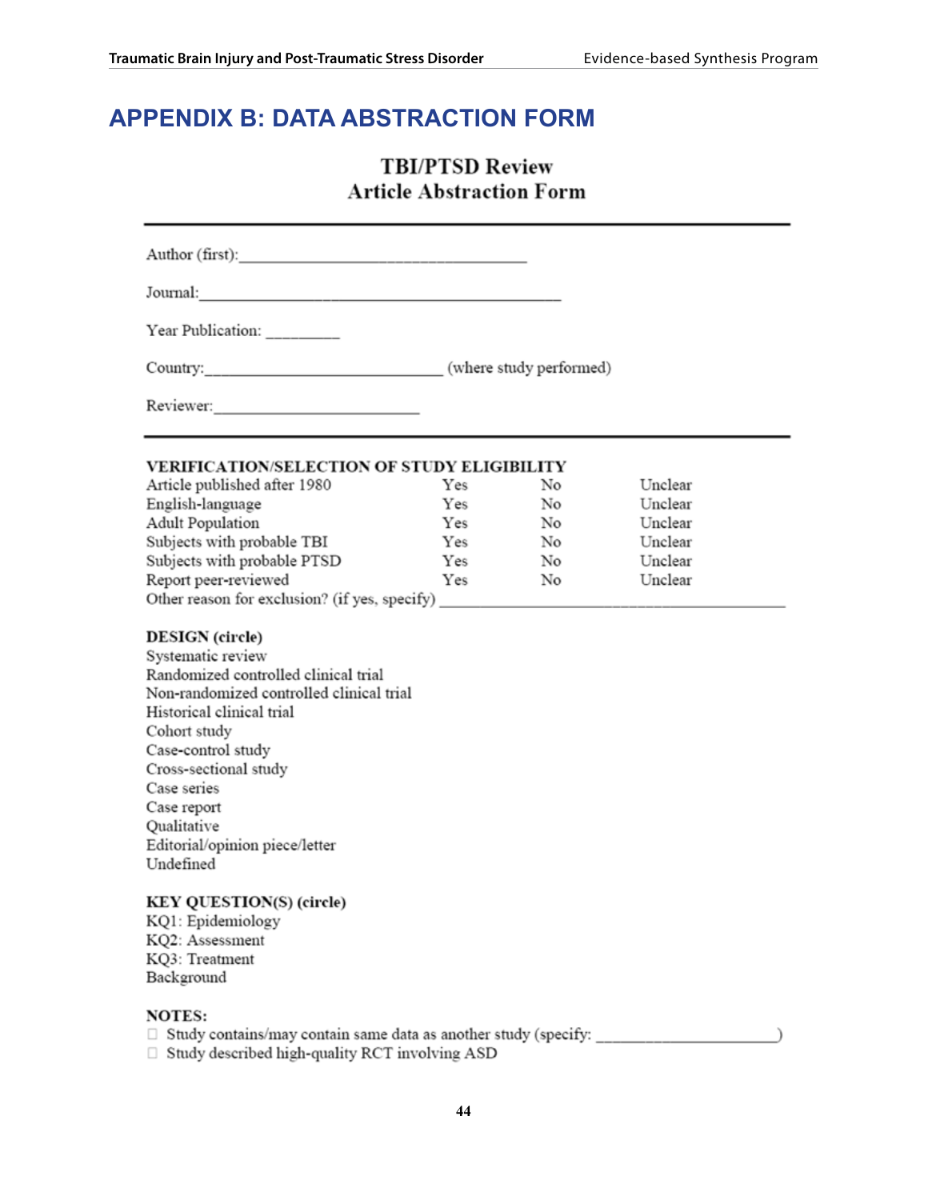# APPENDIX B: DATA ABSTRACTION FORM

## TBI/PTSD Review
## Article Abstraction Form

---

Author (first):___________________________________

Journal:_____________________________________________

Year Publication: _________

Country:_____________________________ (where study performed)

Reviewer:_________________________

---

**VERIFICATION/SELECTION OF STUDY ELIGIBILITY**

| | | | |
|---|---|---|---|
| Article published after 1980 | Yes | No | Unclear |
| English-language | Yes | No | Unclear |
| Adult Population | Yes | No | Unclear |
| Subjects with probable TBI | Yes | No | Unclear |
| Subjects with probable PTSD | Yes | No | Unclear |
| Report peer-reviewed | Yes | No | Unclear |

Other reason for exclusion? (if yes, specify) ___________________________________________

**DESIGN (circle)**

Systematic review
Randomized controlled clinical trial
Non-randomized controlled clinical trial
Historical clinical trial
Cohort study
Case-control study
Cross-sectional study
Case series
Case report
Qualitative
Editorial/opinion piece/letter
Undefined

**KEY QUESTION(S) (circle)**

KQ1: Epidemiology
KQ2: Assessment
KQ3: Treatment
Background

**NOTES:**

- ☐ Study contains/may contain same data as another study (specify: _____________________)
- ☐ Study described high-quality RCT involving ASD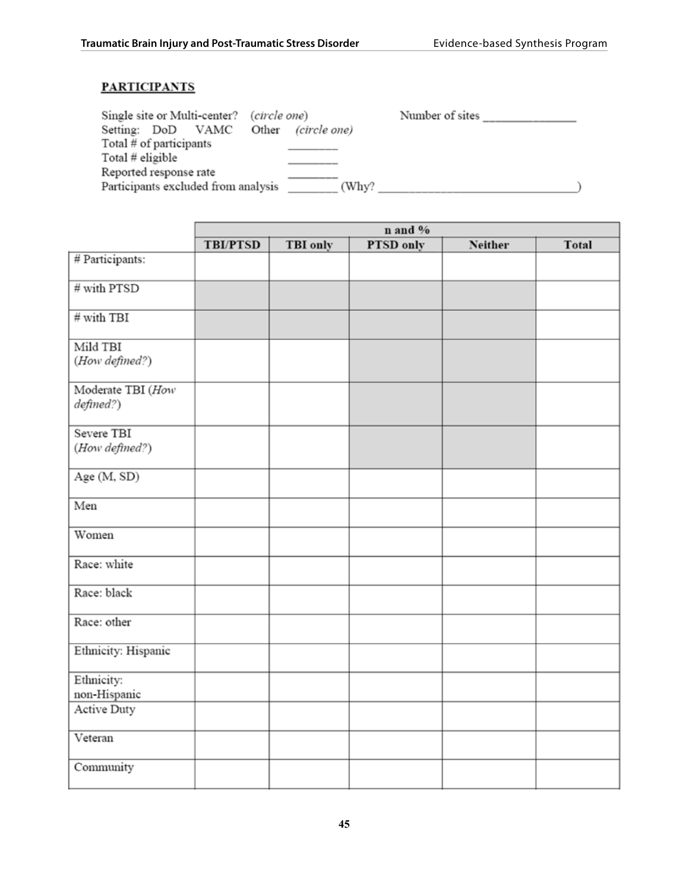**PARTICIPANTS**

Single site or Multi-center? *(circle one)* Number of sites _______________
Setting: DoD VAMC Other *(circle one)*
Total # of participants _________
Total # eligible _________
Reported response rate _________
Participants excluded from analysis _________ (Why? _______________________________)

| | n and % | | | | |
|---|---|---|---|---|---|
| | **TBI/PTSD** | **TBI only** | **PTSD only** | **Neither** | **Total** |
| # Participants: | | | | | |
| # with PTSD | | | | | |
| # with TBI | | | | | |
| Mild TBI (*How defined?*) | | | | | |
| Moderate TBI (*How defined?*) | | | | | |
| Severe TBI (*How defined?*) | | | | | |
| Age (M, SD) | | | | | |
| Men | | | | | |
| Women | | | | | |
| Race: white | | | | | |
| Race: black | | | | | |
| Race: other | | | | | |
| Ethnicity: Hispanic | | | | | |
| Ethnicity: non-Hispanic | | | | | |
| Active Duty | | | | | |
| Veteran | | | | | |
| Community | | | | | |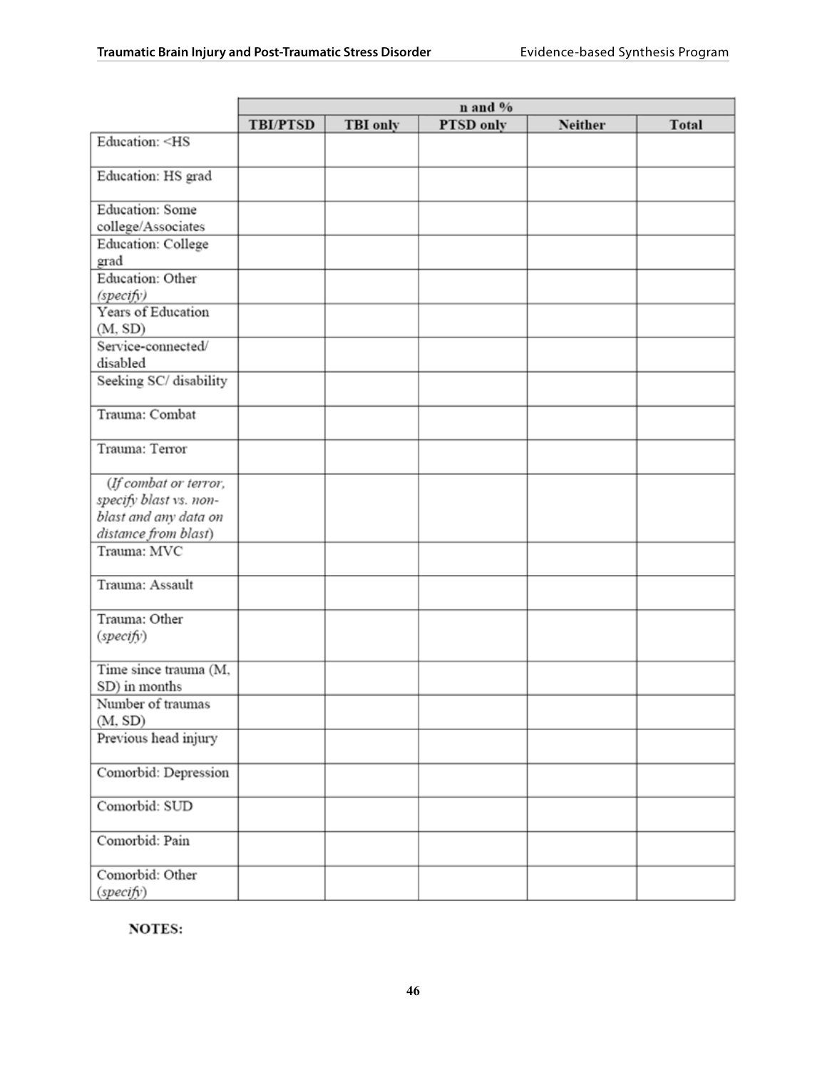| | n and % | | | | |
|---|---|---|---|---|---|
| | **TBI/PTSD** | **TBI only** | **PTSD only** | **Neither** | **Total** |
| Education: <HS | | | | | |
| Education: HS grad | | | | | |
| Education: Some college/Associates | | | | | |
| Education: College grad | | | | | |
| Education: Other *(specify)* | | | | | |
| Years of Education (M, SD) | | | | | |
| Service-connected/ disabled | | | | | |
| Seeking SC/ disability | | | | | |
| Trauma: Combat | | | | | |
| Trauma: Terror | | | | | |
| *(If combat or terror, specify blast vs. non-blast and any data on distance from blast)* | | | | | |
| Trauma: MVC | | | | | |
| Trauma: Assault | | | | | |
| Trauma: Other *(specify)* | | | | | |
| Time since trauma (M, SD) in months | | | | | |
| Number of traumas (M, SD) | | | | | |
| Previous head injury | | | | | |
| Comorbid: Depression | | | | | |
| Comorbid: SUD | | | | | |
| Comorbid: Pain | | | | | |
| Comorbid: Other *(specify)* | | | | | |

**NOTES:**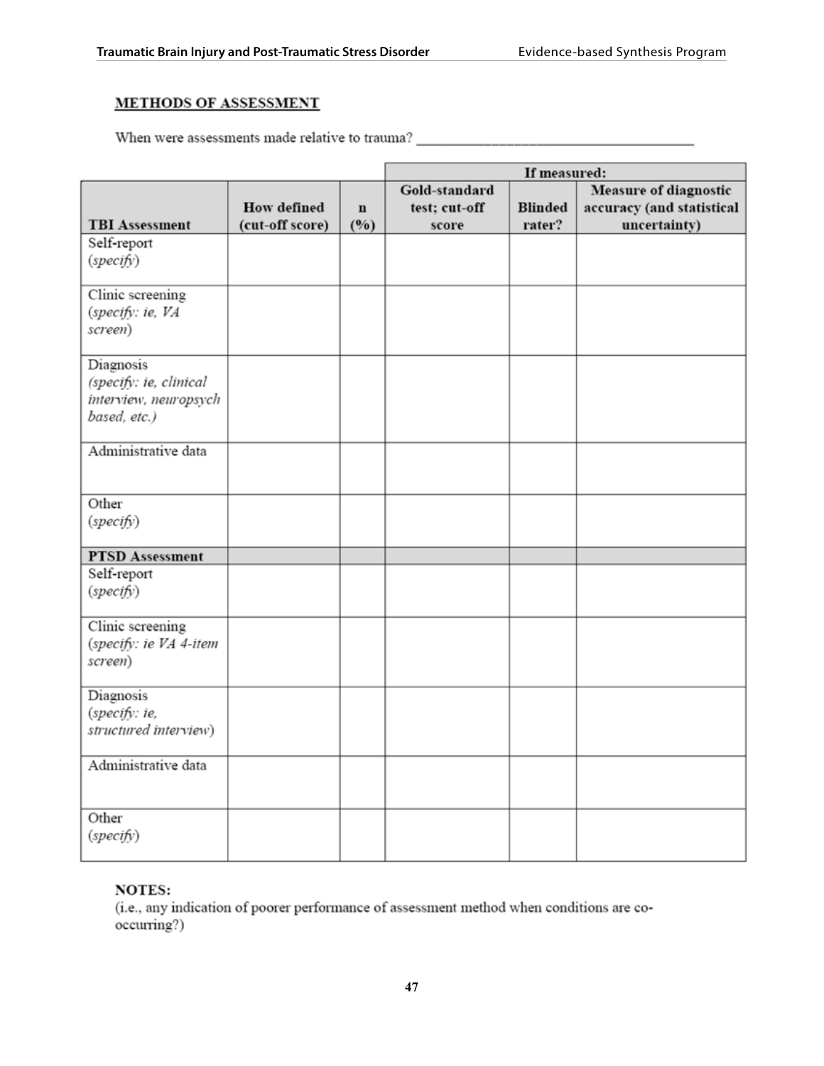## METHODS OF ASSESSMENT

When were assessments made relative to trauma? ____________________________________

| | | | If measured: | | |
|---|---|---|---|---|---|
| **TBI Assessment** | **How defined (cut-off score)** | **n (%)** | **Gold-standard test; cut-off score** | **Blinded rater?** | **Measure of diagnostic accuracy (and statistical uncertainty)** |
| Self-report *(specify)* | | | | | |
| Clinic screening *(specify: ie, VA screen)* | | | | | |
| Diagnosis *(specify: ie, clinical interview, neuropsych based, etc.)* | | | | | |
| Administrative data | | | | | |
| Other *(specify)* | | | | | |
| **PTSD Assessment** | | | | | |
| Self-report *(specify)* | | | | | |
| Clinic screening *(specify: ie VA 4-item screen)* | | | | | |
| Diagnosis *(specify: ie, structured interview)* | | | | | |
| Administrative data | | | | | |
| Other *(specify)* | | | | | |

**NOTES:**
(i.e., any indication of poorer performance of assessment method when conditions are co-occurring?)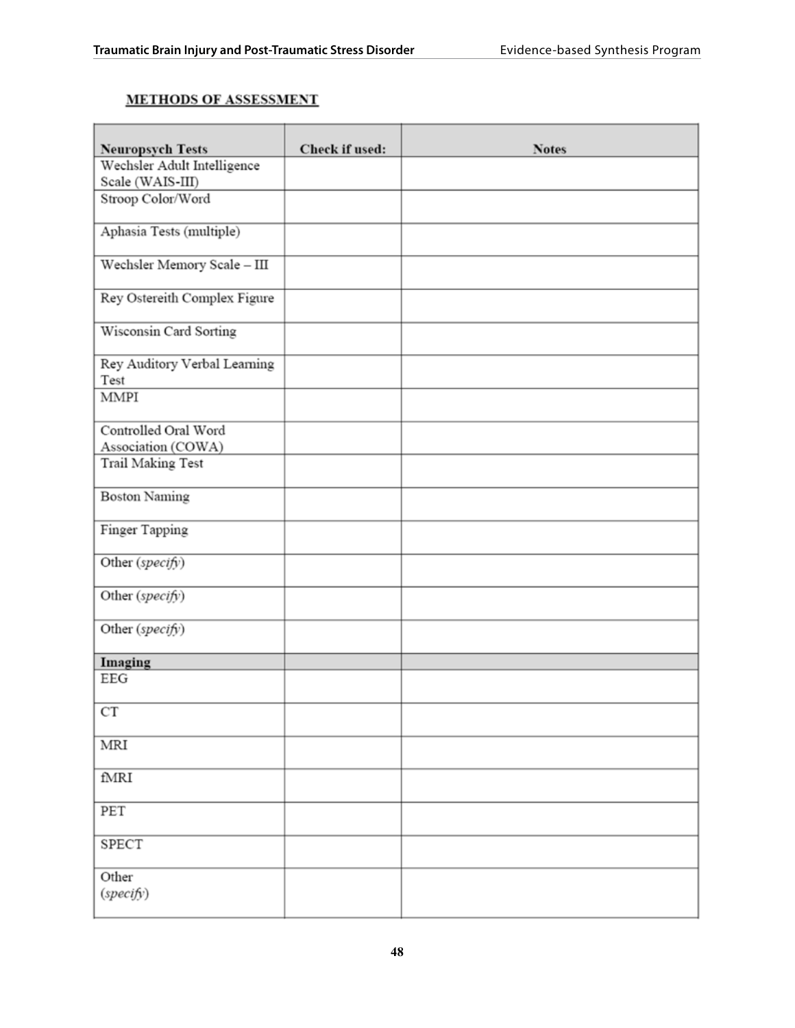## METHODS OF ASSESSMENT

| Neuropsych Tests | Check if used: | Notes |
|---|---|---|
| Wechsler Adult Intelligence Scale (WAIS-III) | | |
| Stroop Color/Word | | |
| Aphasia Tests (multiple) | | |
| Wechsler Memory Scale – III | | |
| Rey Ostereith Complex Figure | | |
| Wisconsin Card Sorting | | |
| Rey Auditory Verbal Learning Test | | |
| MMPI | | |
| Controlled Oral Word Association (COWA) | | |
| Trail Making Test | | |
| Boston Naming | | |
| Finger Tapping | | |
| Other (*specify*) | | |
| Other (*specify*) | | |
| Other (*specify*) | | |
| **Imaging** | | |
| EEG | | |
| CT | | |
| MRI | | |
| fMRI | | |
| PET | | |
| SPECT | | |
| Other (*specify*) | | |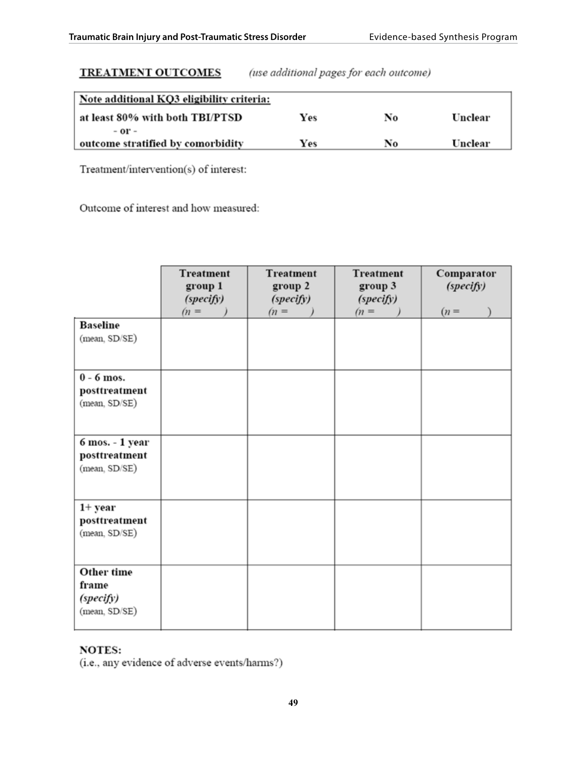**TREATMENT OUTCOMES** *(use additional pages for each outcome)*

| Note additional KQ3 eligibility criteria: | | | |
|---|---|---|---|
| at least 80% with both TBI/PTSD | Yes | No | Unclear |
| - or - | | | |
| outcome stratified by comorbidity | Yes | No | Unclear |

Treatment/intervention(s) of interest:

Outcome of interest and how measured:

| | Treatment group 1 *(specify)* *(n = )* | Treatment group 2 *(specify)* *(n = )* | Treatment group 3 *(specify)* *(n = )* | Comparator *(specify)* *(n = )* |
|---|---|---|---|---|
| **Baseline** (mean, SD/SE) | | | | |
| **0 - 6 mos. posttreatment** (mean, SD/SE) | | | | |
| **6 mos. - 1 year posttreatment** (mean, SD/SE) | | | | |
| **1+ year posttreatment** (mean, SD/SE) | | | | |
| **Other time frame** ***(specify)*** (mean, SD/SE) | | | | |

**NOTES:**
(i.e., any evidence of adverse events/harms?)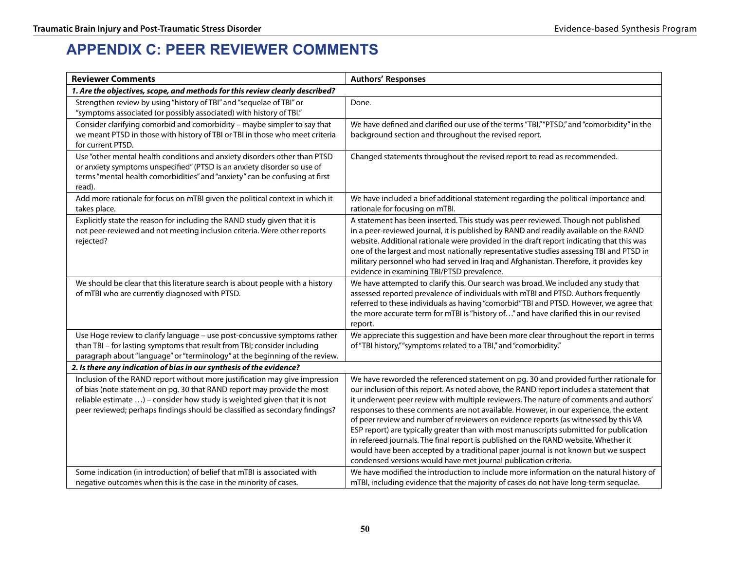# APPENDIX C: PEER REVIEWER COMMENTS

| Reviewer Comments | Authors' Responses |
|---|---|
| ***1. Are the objectives, scope, and methods for this review clearly described?*** | |
| Strengthen review by using "history of TBI" and "sequelae of TBI" or "symptoms associated (or possibly associated) with history of TBI." | Done. |
| Consider clarifying comorbid and comorbidity – maybe simpler to say that we meant PTSD in those with history of TBI or TBI in those who meet criteria for current PTSD. | We have defined and clarified our use of the terms "TBI," "PTSD," and "comorbidity" in the background section and throughout the revised report. |
| Use "other mental health conditions and anxiety disorders other than PTSD or anxiety symptoms unspecified" (PTSD is an anxiety disorder so use of terms "mental health comorbidities" and "anxiety" can be confusing at first read). | Changed statements throughout the revised report to read as recommended. |
| Add more rationale for focus on mTBI given the political context in which it takes place. | We have included a brief additional statement regarding the political importance and rationale for focusing on mTBI. |
| Explicitly state the reason for including the RAND study given that it is not peer-reviewed and not meeting inclusion criteria. Were other reports rejected? | A statement has been inserted. This study was peer reviewed. Though not published in a peer-reviewed journal, it is published by RAND and readily available on the RAND website. Additional rationale were provided in the draft report indicating that this was one of the largest and most nationally representative studies assessing TBI and PTSD in military personnel who had served in Iraq and Afghanistan. Therefore, it provides key evidence in examining TBI/PTSD prevalence. |
| We should be clear that this literature search is about people with a history of mTBI who are currently diagnosed with PTSD. | We have attempted to clarify this. Our search was broad. We included any study that assessed reported prevalence of individuals with mTBI and PTSD. Authors frequently referred to these individuals as having "comorbid" TBI and PTSD. However, we agree that the more accurate term for mTBI is "history of…" and have clarified this in our revised report. |
| Use Hoge review to clarify language – use post-concussive symptoms rather than TBI – for lasting symptoms that result from TBI; consider including paragraph about "language" or "terminology" at the beginning of the review. | We appreciate this suggestion and have been more clear throughout the report in terms of "TBI history," "symptoms related to a TBI," and "comorbidity." |
| ***2. Is there any indication of bias in our synthesis of the evidence?*** | |
| Inclusion of the RAND report without more justification may give impression of bias (note statement on pg. 30 that RAND report may provide the most reliable estimate …) – consider how study is weighted given that it is not peer reviewed; perhaps findings should be classified as secondary findings? | We have reworded the referenced statement on pg. 30 and provided further rationale for our inclusion of this report. As noted above, the RAND report includes a statement that it underwent peer review with multiple reviewers. The nature of comments and authors' responses to these comments are not available. However, in our experience, the extent of peer review and number of reviewers on evidence reports (as witnessed by this VA ESP report) are typically greater than with most manuscripts submitted for publication in refereed journals. The final report is published on the RAND website. Whether it would have been accepted by a traditional paper journal is not known but we suspect condensed versions would have met journal publication criteria. |
| Some indication (in introduction) of belief that mTBI is associated with negative outcomes when this is the case in the minority of cases. | We have modified the introduction to include more information on the natural history of mTBI, including evidence that the majority of cases do not have long-term sequelae. |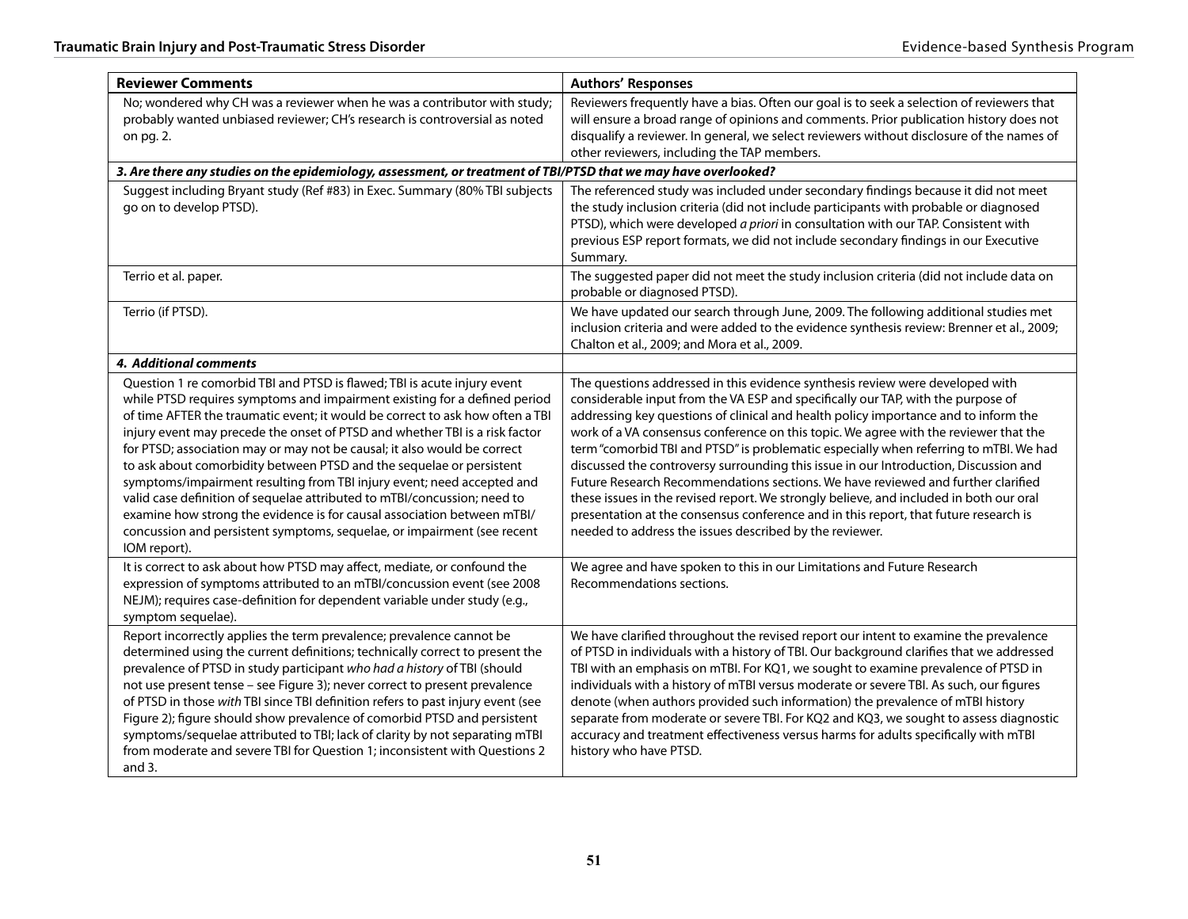| Reviewer Comments | Authors' Responses |
|---|---|
| No; wondered why CH was a reviewer when he was a contributor with study; probably wanted unbiased reviewer; CH's research is controversial as noted on pg. 2. | Reviewers frequently have a bias. Often our goal is to seek a selection of reviewers that will ensure a broad range of opinions and comments. Prior publication history does not disqualify a reviewer. In general, we select reviewers without disclosure of the names of other reviewers, including the TAP members. |
| ***3. Are there any studies on the epidemiology, assessment, or treatment of TBI/PTSD that we may have overlooked?*** | |
| Suggest including Bryant study (Ref #83) in Exec. Summary (80% TBI subjects go on to develop PTSD). | The referenced study was included under secondary findings because it did not meet the study inclusion criteria (did not include participants with probable or diagnosed PTSD), which were developed *a priori* in consultation with our TAP. Consistent with previous ESP report formats, we did not include secondary findings in our Executive Summary. |
| Terrio et al. paper. | The suggested paper did not meet the study inclusion criteria (did not include data on probable or diagnosed PTSD). |
| Terrio (if PTSD). | We have updated our search through June, 2009. The following additional studies met inclusion criteria and were added to the evidence synthesis review: Brenner et al., 2009; Chalton et al., 2009; and Mora et al., 2009. |
| ***4. Additional comments*** | |
| Question 1 re comorbid TBI and PTSD is flawed; TBI is acute injury event while PTSD requires symptoms and impairment existing for a defined period of time AFTER the traumatic event; it would be correct to ask how often a TBI injury event may precede the onset of PTSD and whether TBI is a risk factor for PTSD; association may or may not be causal; it also would be correct to ask about comorbidity between PTSD and the sequelae or persistent symptoms/impairment resulting from TBI injury event; need accepted and valid case definition of sequelae attributed to mTBI/concussion; need to examine how strong the evidence is for causal association between mTBI/concussion and persistent symptoms, sequelae, or impairment (see recent IOM report). | The questions addressed in this evidence synthesis review were developed with considerable input from the VA ESP and specifically our TAP, with the purpose of addressing key questions of clinical and health policy importance and to inform the work of a VA consensus conference on this topic. We agree with the reviewer that the term "comorbid TBI and PTSD" is problematic especially when referring to mTBI. We had discussed the controversy surrounding this issue in our Introduction, Discussion and Future Research Recommendations sections. We have reviewed and further clarified these issues in the revised report. We strongly believe, and included in both our oral presentation at the consensus conference and in this report, that future research is needed to address the issues described by the reviewer. |
| It is correct to ask about how PTSD may affect, mediate, or confound the expression of symptoms attributed to an mTBI/concussion event (see 2008 NEJM); requires case-definition for dependent variable under study (e.g., symptom sequelae). | We agree and have spoken to this in our Limitations and Future Research Recommendations sections. |
| Report incorrectly applies the term prevalence; prevalence cannot be determined using the current definitions; technically correct to present the prevalence of PTSD in study participant *who had a history* of TBI (should not use present tense – see Figure 3); never correct to present prevalence of PTSD in those *with* TBI since TBI definition refers to past injury event (see Figure 2); figure should show prevalence of comorbid PTSD and persistent symptoms/sequelae attributed to TBI; lack of clarity by not separating mTBI from moderate and severe TBI for Question 1; inconsistent with Questions 2 and 3. | We have clarified throughout the revised report our intent to examine the prevalence of PTSD in individuals with a history of TBI. Our background clarifies that we addressed TBI with an emphasis on mTBI. For KQ1, we sought to examine prevalence of PTSD in individuals with a history of mTBI versus moderate or severe TBI. As such, our figures denote (when authors provided such information) the prevalence of mTBI history separate from moderate or severe TBI. For KQ2 and KQ3, we sought to assess diagnostic accuracy and treatment effectiveness versus harms for adults specifically with mTBI history who have PTSD. |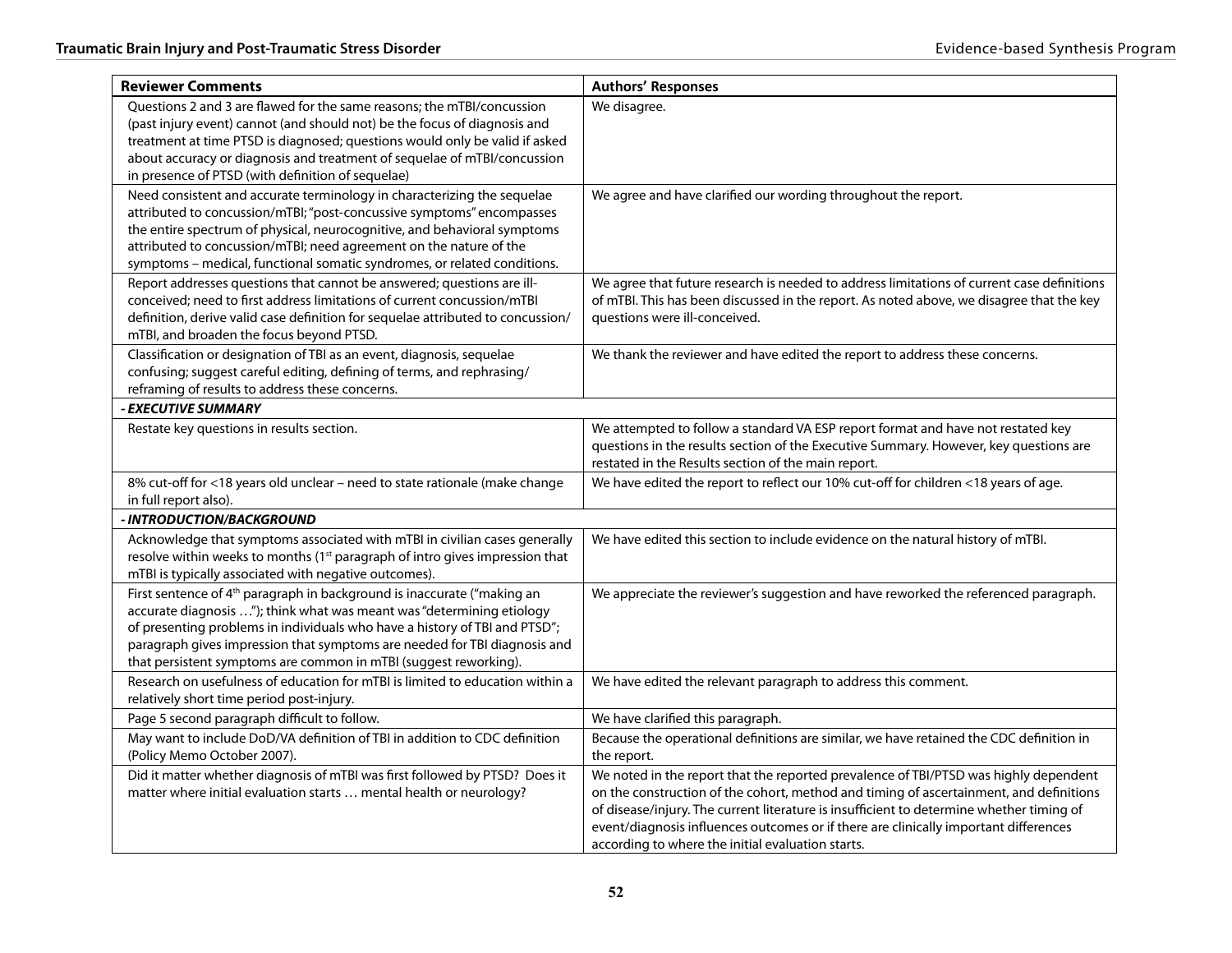| Reviewer Comments | Authors' Responses |
|---|---|
| Questions 2 and 3 are flawed for the same reasons; the mTBI/concussion (past injury event) cannot (and should not) be the focus of diagnosis and treatment at time PTSD is diagnosed; questions would only be valid if asked about accuracy or diagnosis and treatment of sequelae of mTBI/concussion in presence of PTSD (with definition of sequelae) | We disagree. |
| Need consistent and accurate terminology in characterizing the sequelae attributed to concussion/mTBI; "post-concussive symptoms" encompasses the entire spectrum of physical, neurocognitive, and behavioral symptoms attributed to concussion/mTBI; need agreement on the nature of the symptoms – medical, functional somatic syndromes, or related conditions. | We agree and have clarified our wording throughout the report. |
| Report addresses questions that cannot be answered; questions are ill-conceived; need to first address limitations of current concussion/mTBI definition, derive valid case definition for sequelae attributed to concussion/mTBI, and broaden the focus beyond PTSD. | We agree that future research is needed to address limitations of current case definitions of mTBI. This has been discussed in the report. As noted above, we disagree that the key questions were ill-conceived. |
| Classification or designation of TBI as an event, diagnosis, sequelae confusing; suggest careful editing, defining of terms, and rephrasing/reframing of results to address these concerns. | We thank the reviewer and have edited the report to address these concerns. |
| ***- EXECUTIVE SUMMARY*** | |
| Restate key questions in results section. | We attempted to follow a standard VA ESP report format and have not restated key questions in the results section of the Executive Summary. However, key questions are restated in the Results section of the main report. |
| 8% cut-off for <18 years old unclear – need to state rationale (make change in full report also). | We have edited the report to reflect our 10% cut-off for children <18 years of age. |
| ***- INTRODUCTION/BACKGROUND*** | |
| Acknowledge that symptoms associated with mTBI in civilian cases generally resolve within weeks to months (1st paragraph of intro gives impression that mTBI is typically associated with negative outcomes). | We have edited this section to include evidence on the natural history of mTBI. |
| First sentence of 4th paragraph in background is inaccurate ("making an accurate diagnosis …"); think what was meant was "determining etiology of presenting problems in individuals who have a history of TBI and PTSD"; paragraph gives impression that symptoms are needed for TBI diagnosis and that persistent symptoms are common in mTBI (suggest reworking). | We appreciate the reviewer's suggestion and have reworked the referenced paragraph. |
| Research on usefulness of education for mTBI is limited to education within a relatively short time period post-injury. | We have edited the relevant paragraph to address this comment. |
| Page 5 second paragraph difficult to follow. | We have clarified this paragraph. |
| May want to include DoD/VA definition of TBI in addition to CDC definition (Policy Memo October 2007). | Because the operational definitions are similar, we have retained the CDC definition in the report. |
| Did it matter whether diagnosis of mTBI was first followed by PTSD? Does it matter where initial evaluation starts … mental health or neurology? | We noted in the report that the reported prevalence of TBI/PTSD was highly dependent on the construction of the cohort, method and timing of ascertainment, and definitions of disease/injury. The current literature is insufficient to determine whether timing of event/diagnosis influences outcomes or if there are clinically important differences according to where the initial evaluation starts. |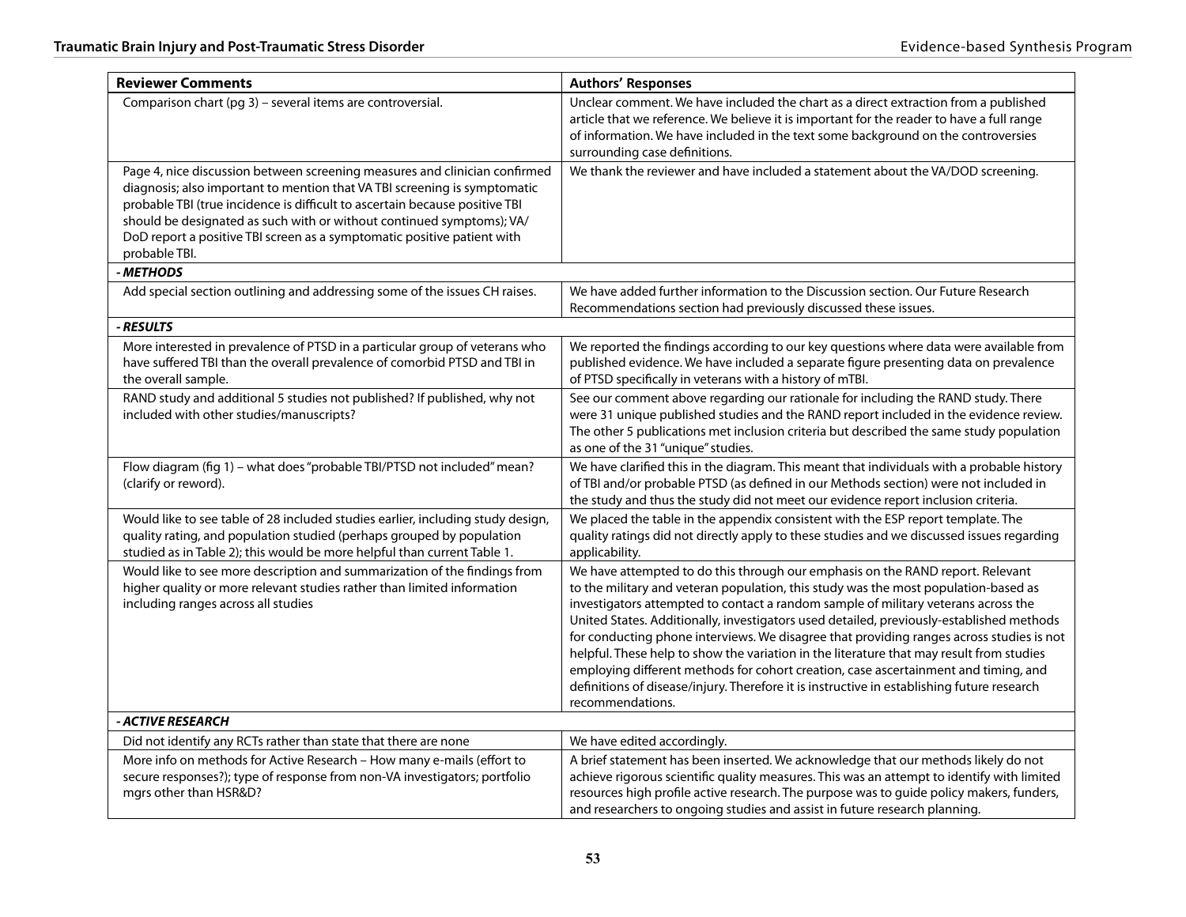| Reviewer Comments | Authors' Responses |
|---|---|
| Comparison chart (pg 3) – several items are controversial. | Unclear comment. We have included the chart as a direct extraction from a published article that we reference. We believe it is important for the reader to have a full range of information. We have included in the text some background on the controversies surrounding case definitions. |
| Page 4, nice discussion between screening measures and clinician confirmed diagnosis; also important to mention that VA TBI screening is symptomatic probable TBI (true incidence is difficult to ascertain because positive TBI should be designated as such with or without continued symptoms); VA/DoD report a positive TBI screen as a symptomatic positive patient with probable TBI. | We thank the reviewer and have included a statement about the VA/DOD screening. |
| ***- METHODS*** | |
| Add special section outlining and addressing some of the issues CH raises. | We have added further information to the Discussion section. Our Future Research Recommendations section had previously discussed these issues. |
| ***- RESULTS*** | |
| More interested in prevalence of PTSD in a particular group of veterans who have suffered TBI than the overall prevalence of comorbid PTSD and TBI in the overall sample. | We reported the findings according to our key questions where data were available from published evidence. We have included a separate figure presenting data on prevalence of PTSD specifically in veterans with a history of mTBI. |
| RAND study and additional 5 studies not published? If published, why not included with other studies/manuscripts? | See our comment above regarding our rationale for including the RAND study. There were 31 unique published studies and the RAND report included in the evidence review. The other 5 publications met inclusion criteria but described the same study population as one of the 31 "unique" studies. |
| Flow diagram (fig 1) – what does "probable TBI/PTSD not included" mean? (clarify or reword). | We have clarified this in the diagram. This meant that individuals with a probable history of TBI and/or probable PTSD (as defined in our Methods section) were not included in the study and thus the study did not meet our evidence report inclusion criteria. |
| Would like to see table of 28 included studies earlier, including study design, quality rating, and population studied (perhaps grouped by population studied as in Table 2); this would be more helpful than current Table 1. | We placed the table in the appendix consistent with the ESP report template. The quality ratings did not directly apply to these studies and we discussed issues regarding applicability. |
| Would like to see more description and summarization of the findings from higher quality or more relevant studies rather than limited information including ranges across all studies | We have attempted to do this through our emphasis on the RAND report. Relevant to the military and veteran population, this study was the most population-based as investigators attempted to contact a random sample of military veterans across the United States. Additionally, investigators used detailed, previously-established methods for conducting phone interviews. We disagree that providing ranges across studies is not helpful. These help to show the variation in the literature that may result from studies employing different methods for cohort creation, case ascertainment and timing, and definitions of disease/injury. Therefore it is instructive in establishing future research recommendations. |
| ***- ACTIVE RESEARCH*** | |
| Did not identify any RCTs rather than state that there are none | We have edited accordingly. |
| More info on methods for Active Research – How many e-mails (effort to secure responses?); type of response from non-VA investigators; portfolio mgrs other than HSR&D? | A brief statement has been inserted. We acknowledge that our methods likely do not achieve rigorous scientific quality measures. This was an attempt to identify with limited resources high profile active research. The purpose was to guide policy makers, funders, and researchers to ongoing studies and assist in future research planning. |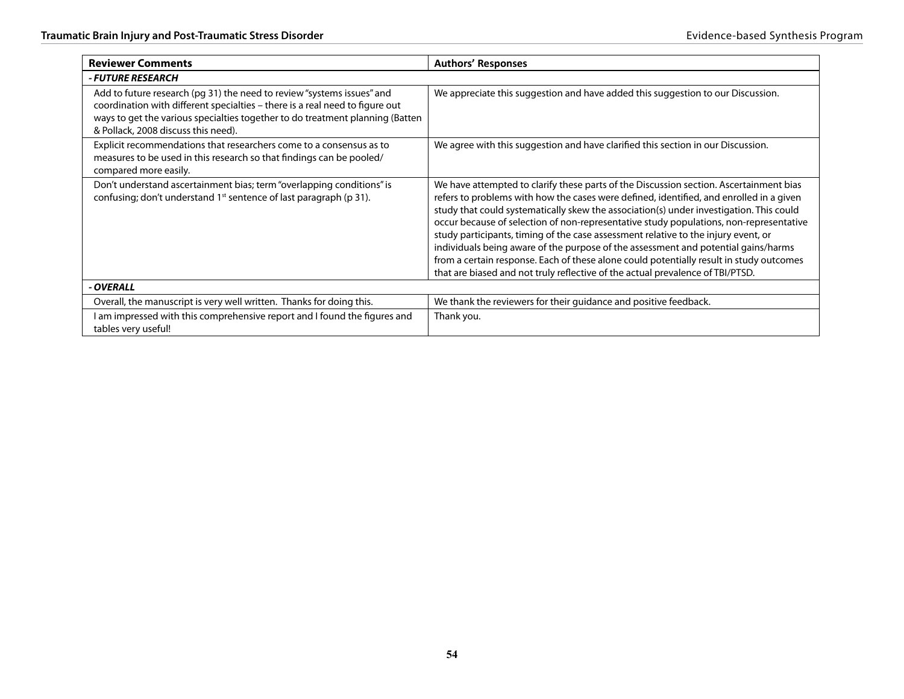| Reviewer Comments | Authors' Responses |
| --- | --- |
| ***- FUTURE RESEARCH*** | |
| Add to future research (pg 31) the need to review "systems issues" and coordination with different specialties – there is a real need to figure out ways to get the various specialties together to do treatment planning (Batten & Pollack, 2008 discuss this need). | We appreciate this suggestion and have added this suggestion to our Discussion. |
| Explicit recommendations that researchers come to a consensus as to measures to be used in this research so that findings can be pooled/ compared more easily. | We agree with this suggestion and have clarified this section in our Discussion. |
| Don't understand ascertainment bias; term "overlapping conditions" is confusing; don't understand 1st sentence of last paragraph (p 31). | We have attempted to clarify these parts of the Discussion section. Ascertainment bias refers to problems with how the cases were defined, identified, and enrolled in a given study that could systematically skew the association(s) under investigation. This could occur because of selection of non-representative study populations, non-representative study participants, timing of the case assessment relative to the injury event, or individuals being aware of the purpose of the assessment and potential gains/harms from a certain response. Each of these alone could potentially result in study outcomes that are biased and not truly reflective of the actual prevalence of TBI/PTSD. |
| ***- OVERALL*** | |
| Overall, the manuscript is very well written. Thanks for doing this. | We thank the reviewers for their guidance and positive feedback. |
| I am impressed with this comprehensive report and I found the figures and tables very useful! | Thank you. |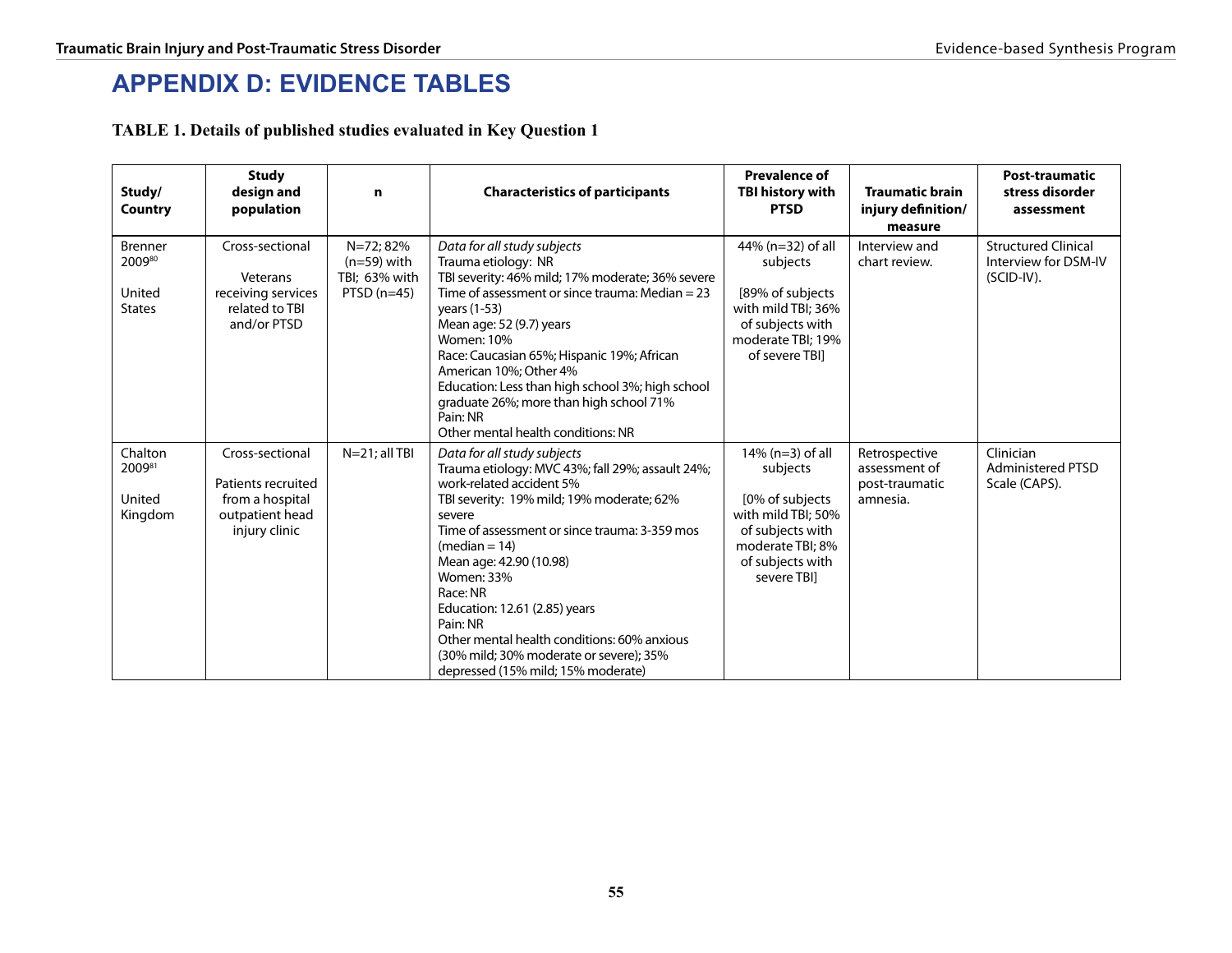# APPENDIX D: EVIDENCE TABLES

**TABLE 1. Details of published studies evaluated in Key Question 1**

| Study/ Country | Study design and population | n | Characteristics of participants | Prevalence of TBI history with PTSD | Traumatic brain injury definition/ measure | Post-traumatic stress disorder assessment |
|---|---|---|---|---|---|---|
| Brenner 2009[80]<br><br>United States | Cross-sectional<br><br>Veterans receiving services related to TBI and/or PTSD | N=72; 82% (n=59) with TBI; 63% with PTSD (n=45) | *Data for all study subjects*<br>Trauma etiology: NR<br>TBI severity: 46% mild; 17% moderate; 36% severe<br>Time of assessment or since trauma: Median = 23 years (1-53)<br>Mean age: 52 (9.7) years<br>Women: 10%<br>Race: Caucasian 65%; Hispanic 19%; African American 10%; Other 4%<br>Education: Less than high school 3%; high school graduate 26%; more than high school 71%<br>Pain: NR<br>Other mental health conditions: NR | 44% (n=32) of all subjects<br><br>[89% of subjects with mild TBI; 36% of subjects with moderate TBI; 19% of severe TBI] | Interview and chart review. | Structured Clinical Interview for DSM-IV (SCID-IV). |
| Chalton 2009[81]<br><br>United Kingdom | Cross-sectional<br><br>Patients recruited from a hospital outpatient head injury clinic | N=21; all TBI | *Data for all study subjects*<br>Trauma etiology: MVC 43%; fall 29%; assault 24%; work-related accident 5%<br>TBI severity: 19% mild; 19% moderate; 62% severe<br>Time of assessment or since trauma: 3-359 mos (median = 14)<br>Mean age: 42.90 (10.98)<br>Women: 33%<br>Race: NR<br>Education: 12.61 (2.85) years<br>Pain: NR<br>Other mental health conditions: 60% anxious (30% mild; 30% moderate or severe); 35% depressed (15% mild; 15% moderate) | 14% (n=3) of all subjects<br><br>[0% of subjects with mild TBI; 50% of subjects with moderate TBI; 8% of subjects with severe TBI] | Retrospective assessment of post-traumatic amnesia. | Clinician Administered PTSD Scale (CAPS). |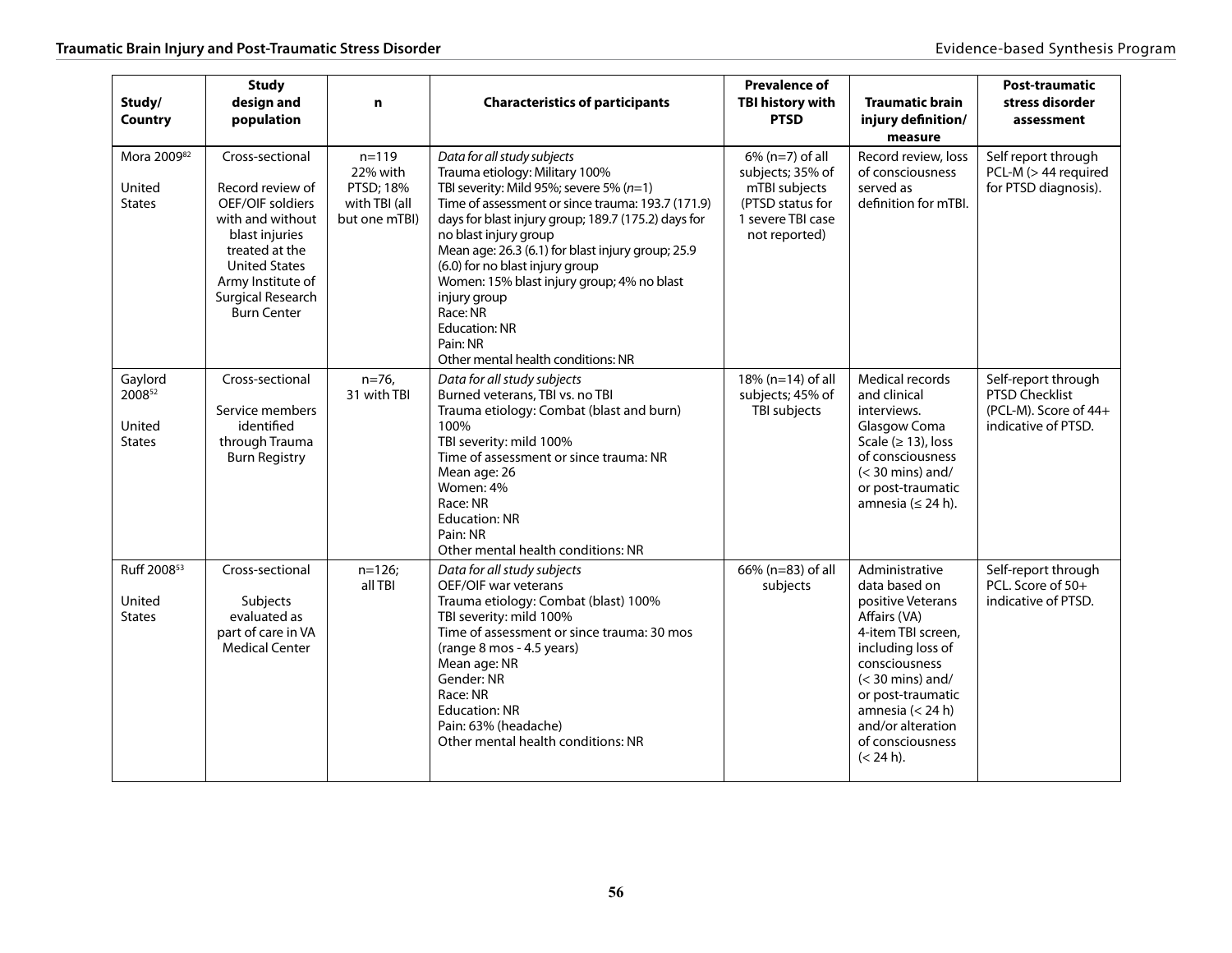| Study/ Country | Study design and population | n | Characteristics of participants | Prevalence of TBI history with PTSD | Traumatic brain injury definition/ measure | Post-traumatic stress disorder assessment |
|---|---|---|---|---|---|---|
| Mora 2009[82]<br><br>United States | Cross-sectional<br><br>Record review of OEF/OIF soldiers with and without blast injuries treated at the United States Army Institute of Surgical Research Burn Center | n=119<br>22% with PTSD; 18% with TBI (all but one mTBI) | *Data for all study subjects*<br>Trauma etiology: Military 100%<br>TBI severity: Mild 95%; severe 5% (*n*=1)<br>Time of assessment or since trauma: 193.7 (171.9) days for blast injury group; 189.7 (175.2) days for no blast injury group<br>Mean age: 26.3 (6.1) for blast injury group; 25.9 (6.0) for no blast injury group<br>Women: 15% blast injury group; 4% no blast injury group<br>Race: NR<br>Education: NR<br>Pain: NR<br>Other mental health conditions: NR | 6% (n=7) of all subjects; 35% of mTBI subjects (PTSD status for 1 severe TBI case not reported) | Record review, loss of consciousness served as definition for mTBI. | Self report through PCL-M (> 44 required for PTSD diagnosis). |
| Gaylord 2008[52]<br><br>United States | Cross-sectional<br><br>Service members identified through Trauma Burn Registry | n=76,<br>31 with TBI | *Data for all study subjects*<br>Burned veterans, TBI vs. no TBI<br>Trauma etiology: Combat (blast and burn) 100%<br>TBI severity: mild 100%<br>Time of assessment or since trauma: NR<br>Mean age: 26<br>Women: 4%<br>Race: NR<br>Education: NR<br>Pain: NR<br>Other mental health conditions: NR | 18% (n=14) of all subjects; 45% of TBI subjects | Medical records and clinical interviews. Glasgow Coma Scale (≥ 13), loss of consciousness (< 30 mins) and/ or post-traumatic amnesia (≤ 24 h). | Self-report through PTSD Checklist (PCL-M). Score of 44+ indicative of PTSD. |
| Ruff 2008[53]<br><br>United States | Cross-sectional<br><br>Subjects evaluated as part of care in VA Medical Center | n=126;<br>all TBI | *Data for all study subjects*<br>OEF/OIF war veterans<br>Trauma etiology: Combat (blast) 100%<br>TBI severity: mild 100%<br>Time of assessment or since trauma: 30 mos (range 8 mos - 4.5 years)<br>Mean age: NR<br>Gender: NR<br>Race: NR<br>Education: NR<br>Pain: 63% (headache)<br>Other mental health conditions: NR | 66% (n=83) of all subjects | Administrative data based on positive Veterans Affairs (VA) 4-item TBI screen, including loss of consciousness (< 30 mins) and/ or post-traumatic amnesia (< 24 h) and/or alteration of consciousness (< 24 h). | Self-report through PCL. Score of 50+ indicative of PTSD. |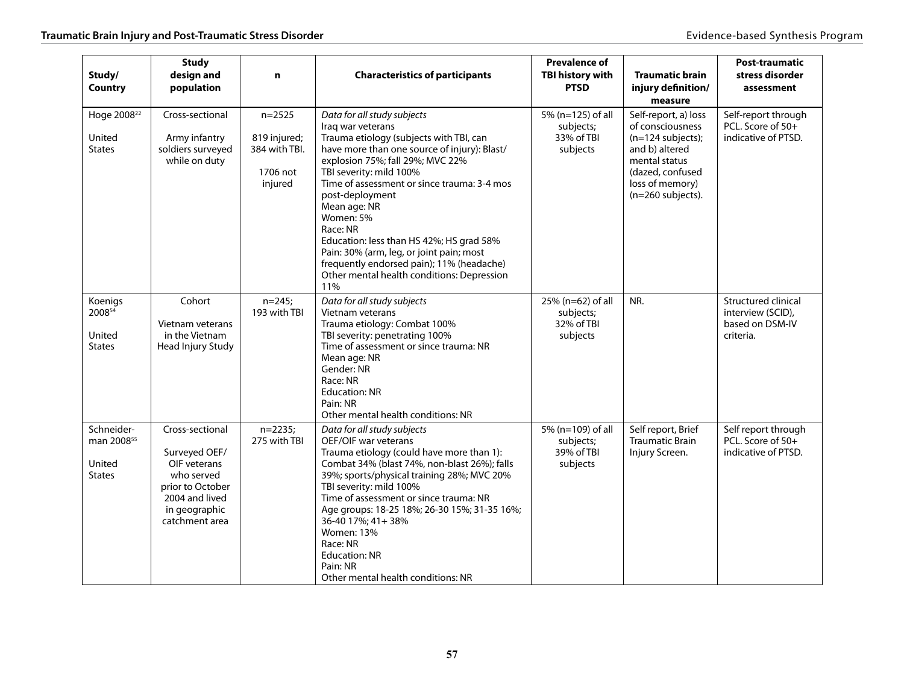| Study/ Country | Study design and population | n | Characteristics of participants | Prevalence of TBI history with PTSD | Traumatic brain injury definition/ measure | Post-traumatic stress disorder assessment |
|---|---|---|---|---|---|---|
| Hoge 2008[22]<br><br>United States | Cross-sectional<br><br>Army infantry soldiers surveyed while on duty | n=2525<br><br>819 injured; 384 with TBI.<br><br>1706 not injured | *Data for all study subjects*<br>Iraq war veterans<br>Trauma etiology (subjects with TBI, can have more than one source of injury): Blast/ explosion 75%; fall 29%; MVC 22%<br>TBI severity: mild 100%<br>Time of assessment or since trauma: 3-4 mos post-deployment<br>Mean age: NR<br>Women: 5%<br>Race: NR<br>Education: less than HS 42%; HS grad 58%<br>Pain: 30% (arm, leg, or joint pain; most frequently endorsed pain); 11% (headache)<br>Other mental health conditions: Depression 11% | 5% (n=125) of all subjects; 33% of TBI subjects | Self-report, a) loss of consciousness (n=124 subjects); and b) altered mental status (dazed, confused loss of memory) (n=260 subjects). | Self-report through PCL. Score of 50+ indicative of PTSD. |
| Koenigs 2008[54]<br><br>United States | Cohort<br><br>Vietnam veterans in the Vietnam Head Injury Study | n=245; 193 with TBI | *Data for all study subjects*<br>Vietnam veterans<br>Trauma etiology: Combat 100%<br>TBI severity: penetrating 100%<br>Time of assessment or since trauma: NR<br>Mean age: NR<br>Gender: NR<br>Race: NR<br>Education: NR<br>Pain: NR<br>Other mental health conditions: NR | 25% (n=62) of all subjects; 32% of TBI subjects | NR. | Structured clinical interview (SCID), based on DSM-IV criteria. |
| Schneider-man 2008[55]<br><br>United States | Cross-sectional<br><br>Surveyed OEF/ OIF veterans who served prior to October 2004 and lived in geographic catchment area | n=2235; 275 with TBI | *Data for all study subjects*<br>OEF/OIF war veterans<br>Trauma etiology (could have more than 1): Combat 34% (blast 74%, non-blast 26%); falls 39%; sports/physical training 28%; MVC 20%<br>TBI severity: mild 100%<br>Time of assessment or since trauma: NR<br>Age groups: 18-25 18%; 26-30 15%; 31-35 16%; 36-40 17%; 41+ 38%<br>Women: 13%<br>Race: NR<br>Education: NR<br>Pain: NR<br>Other mental health conditions: NR | 5% (n=109) of all subjects; 39% of TBI subjects | Self report, Brief Traumatic Brain Injury Screen. | Self report through PCL. Score of 50+ indicative of PTSD. |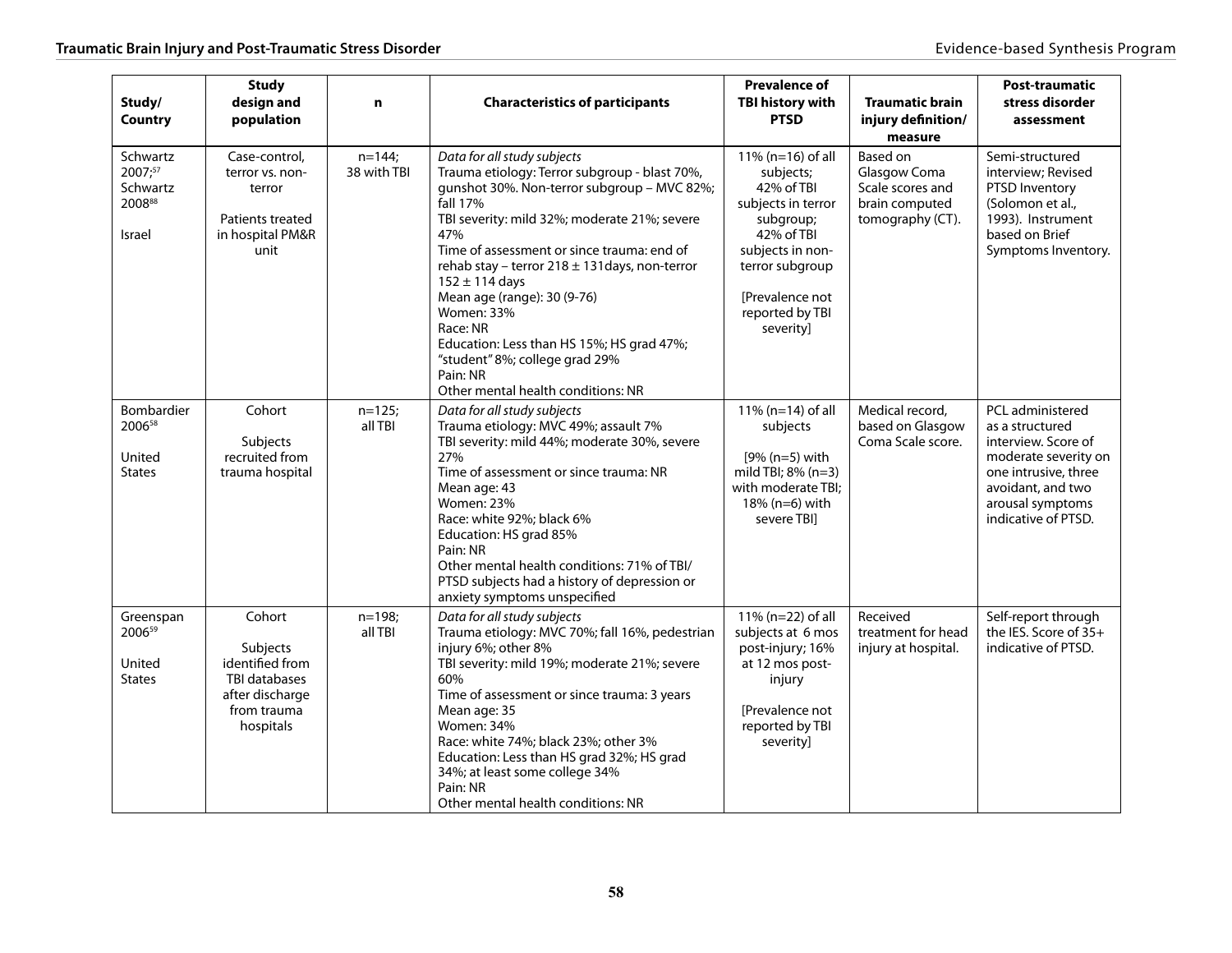| Study/ Country | Study design and population | n | Characteristics of participants | Prevalence of TBI history with PTSD | Traumatic brain injury definition/ measure | Post-traumatic stress disorder assessment |
|---|---|---|---|---|---|---|
| Schwartz 2007;[57] Schwartz 2008[88]<br><br>Israel | Case-control, terror vs. non-terror<br><br>Patients treated in hospital PM&R unit | n=144; 38 with TBI | *Data for all study subjects*<br>Trauma etiology: Terror subgroup - blast 70%, gunshot 30%. Non-terror subgroup – MVC 82%; fall 17%<br>TBI severity: mild 32%; moderate 21%; severe 47%<br>Time of assessment or since trauma: end of rehab stay – terror 218 ± 131days, non-terror 152 ± 114 days<br>Mean age (range): 30 (9-76)<br>Women: 33%<br>Race: NR<br>Education: Less than HS 15%; HS grad 47%; "student" 8%; college grad 29%<br>Pain: NR<br>Other mental health conditions: NR | 11% (n=16) of all subjects; 42% of TBI subjects in terror subgroup; 42% of TBI subjects in non-terror subgroup<br><br>[Prevalence not reported by TBI severity] | Based on Glasgow Coma Scale scores and brain computed tomography (CT). | Semi-structured interview; Revised PTSD Inventory (Solomon et al., 1993). Instrument based on Brief Symptoms Inventory. |
| Bombardier 2006[58]<br><br>United States | Cohort<br><br>Subjects recruited from trauma hospital | n=125; all TBI | *Data for all study subjects*<br>Trauma etiology: MVC 49%; assault 7%<br>TBI severity: mild 44%; moderate 30%, severe 27%<br>Time of assessment or since trauma: NR<br>Mean age: 43<br>Women: 23%<br>Race: white 92%; black 6%<br>Education: HS grad 85%<br>Pain: NR<br>Other mental health conditions: 71% of TBI/ PTSD subjects had a history of depression or anxiety symptoms unspecified | 11% (n=14) of all subjects<br><br>[9% (n=5) with mild TBI; 8% (n=3) with moderate TBI; 18% (n=6) with severe TBI] | Medical record, based on Glasgow Coma Scale score. | PCL administered as a structured interview. Score of moderate severity on one intrusive, three avoidant, and two arousal symptoms indicative of PTSD. |
| Greenspan 2006[59]<br><br>United States | Cohort<br><br>Subjects identified from TBI databases after discharge from trauma hospitals | n=198; all TBI | *Data for all study subjects*<br>Trauma etiology: MVC 70%; fall 16%, pedestrian injury 6%; other 8%<br>TBI severity: mild 19%; moderate 21%; severe 60%<br>Time of assessment or since trauma: 3 years<br>Mean age: 35<br>Women: 34%<br>Race: white 74%; black 23%; other 3%<br>Education: Less than HS grad 32%; HS grad 34%; at least some college 34%<br>Pain: NR<br>Other mental health conditions: NR | 11% (n=22) of all subjects at 6 mos post-injury; 16% at 12 mos post-injury<br><br>[Prevalence not reported by TBI severity] | Received treatment for head injury at hospital. | Self-report through the IES. Score of 35+ indicative of PTSD. |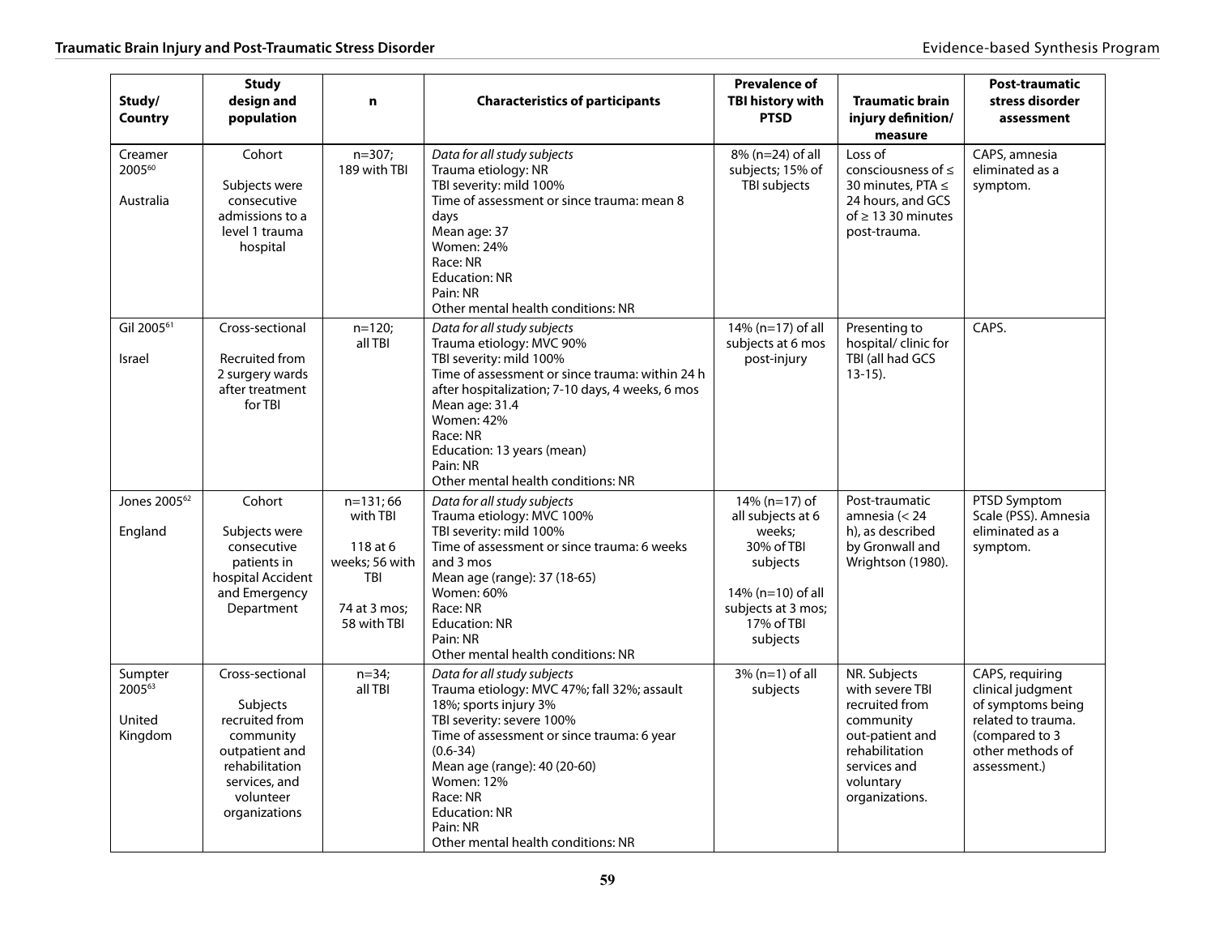| Study/ Country | Study design and population | n | Characteristics of participants | Prevalence of TBI history with PTSD | Traumatic brain injury definition/ measure | Post-traumatic stress disorder assessment |
|---|---|---|---|---|---|---|
| Creamer 2005[60]<br><br>Australia | Cohort<br><br>Subjects were consecutive admissions to a level 1 trauma hospital | n=307; 189 with TBI | *Data for all study subjects*<br>Trauma etiology: NR<br>TBI severity: mild 100%<br>Time of assessment or since trauma: mean 8 days<br>Mean age: 37<br>Women: 24%<br>Race: NR<br>Education: NR<br>Pain: NR<br>Other mental health conditions: NR | 8% (n=24) of all subjects; 15% of TBI subjects | Loss of consciousness of ≤ 30 minutes, PTA ≤ 24 hours, and GCS of ≥ 13 30 minutes post-trauma. | CAPS, amnesia eliminated as a symptom. |
| Gil 2005[61]<br><br>Israel | Cross-sectional<br><br>Recruited from 2 surgery wards after treatment for TBI | n=120; all TBI | *Data for all study subjects*<br>Trauma etiology: MVC 90%<br>TBI severity: mild 100%<br>Time of assessment or since trauma: within 24 h after hospitalization; 7-10 days, 4 weeks, 6 mos<br>Mean age: 31.4<br>Women: 42%<br>Race: NR<br>Education: 13 years (mean)<br>Pain: NR<br>Other mental health conditions: NR | 14% (n=17) of all subjects at 6 mos post-injury | Presenting to hospital/ clinic for TBI (all had GCS 13-15). | CAPS. |
| Jones 2005[62]<br><br>England | Cohort<br><br>Subjects were consecutive patients in hospital Accident and Emergency Department | n=131; 66 with TBI<br><br>118 at 6 weeks; 56 with TBI<br><br>74 at 3 mos; 58 with TBI | *Data for all study subjects*<br>Trauma etiology: MVC 100%<br>TBI severity: mild 100%<br>Time of assessment or since trauma: 6 weeks and 3 mos<br>Mean age (range): 37 (18-65)<br>Women: 60%<br>Race: NR<br>Education: NR<br>Pain: NR<br>Other mental health conditions: NR | 14% (n=17) of all subjects at 6 weeks; 30% of TBI subjects<br><br>14% (n=10) of all subjects at 3 mos; 17% of TBI subjects | Post-traumatic amnesia (< 24 h), as described by Gronwall and Wrightson (1980). | PTSD Symptom Scale (PSS). Amnesia eliminated as a symptom. |
| Sumpter 2005[63]<br><br>United Kingdom | Cross-sectional<br><br>Subjects recruited from community outpatient and rehabilitation services, and volunteer organizations | n=34; all TBI | *Data for all study subjects*<br>Trauma etiology: MVC 47%; fall 32%; assault 18%; sports injury 3%<br>TBI severity: severe 100%<br>Time of assessment or since trauma: 6 year (0.6-34)<br>Mean age (range): 40 (20-60)<br>Women: 12%<br>Race: NR<br>Education: NR<br>Pain: NR<br>Other mental health conditions: NR | 3% (n=1) of all subjects | NR. Subjects with severe TBI recruited from community out-patient and rehabilitation services and voluntary organizations. | CAPS, requiring clinical judgment of symptoms being related to trauma. (compared to 3 other methods of assessment.) |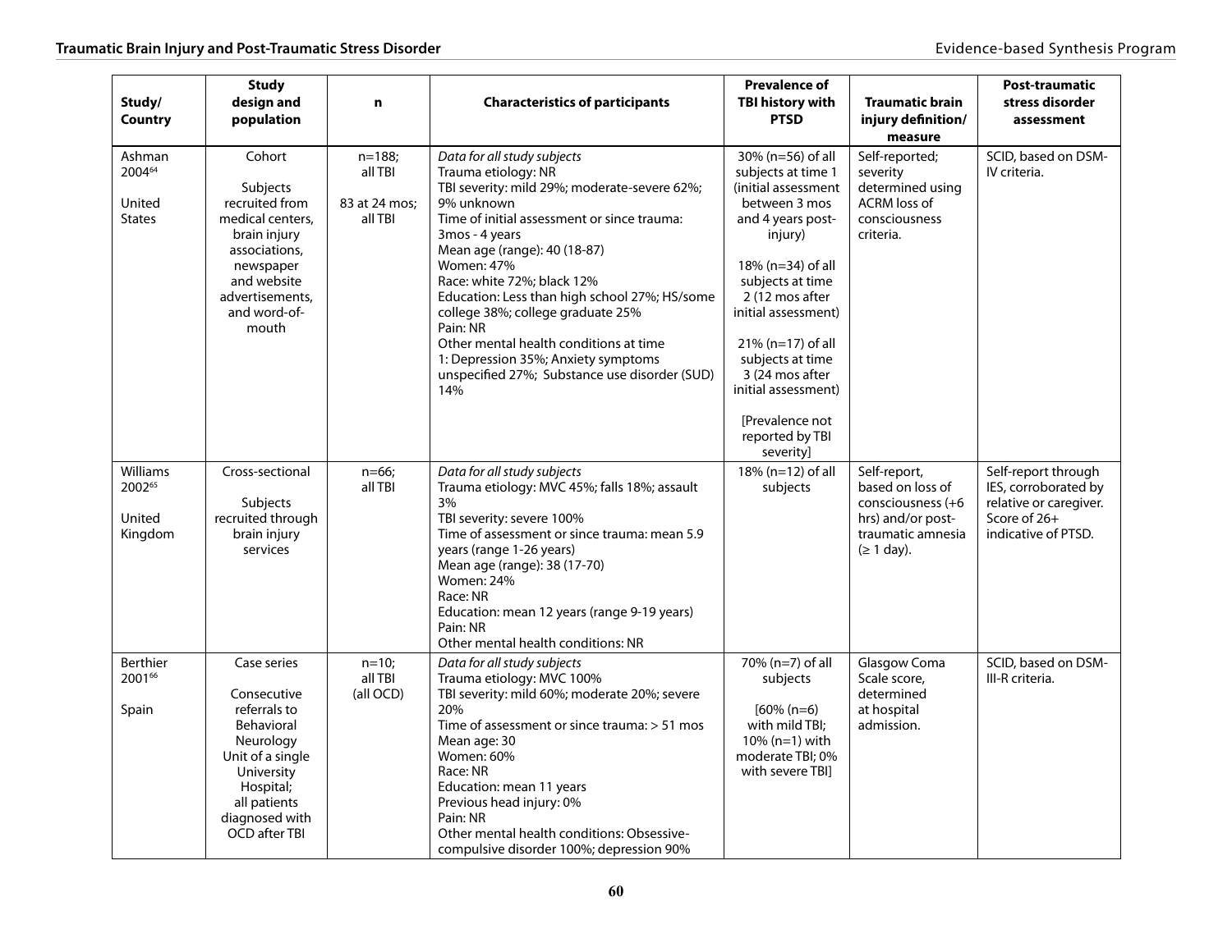| Study/ Country | Study design and population | n | Characteristics of participants | Prevalence of TBI history with PTSD | Traumatic brain injury definition/ measure | Post-traumatic stress disorder assessment |
|---|---|---|---|---|---|---|
| Ashman 2004[64]<br><br>United States | Cohort<br><br>Subjects recruited from medical centers, brain injury associations, newspaper and website advertisements, and word-of-mouth | n=188; all TBI<br><br>83 at 24 mos; all TBI | *Data for all study subjects*<br>Trauma etiology: NR<br>TBI severity: mild 29%; moderate-severe 62%; 9% unknown<br>Time of initial assessment or since trauma: 3mos - 4 years<br>Mean age (range): 40 (18-87)<br>Women: 47%<br>Race: white 72%; black 12%<br>Education: Less than high school 27%; HS/some college 38%; college graduate 25%<br>Pain: NR<br>Other mental health conditions at time 1: Depression 35%; Anxiety symptoms unspecified 27%; Substance use disorder (SUD) 14% | 30% (n=56) of all subjects at time 1 (initial assessment between 3 mos and 4 years post-injury)<br><br>18% (n=34) of all subjects at time 2 (12 mos after initial assessment)<br><br>21% (n=17) of all subjects at time 3 (24 mos after initial assessment)<br><br>[Prevalence not reported by TBI severity] | Self-reported; severity determined using ACRM loss of consciousness criteria. | SCID, based on DSM-IV criteria. |
| Williams 2002[65]<br><br>United Kingdom | Cross-sectional<br><br>Subjects recruited through brain injury services | n=66; all TBI | *Data for all study subjects*<br>Trauma etiology: MVC 45%; falls 18%; assault 3%<br>TBI severity: severe 100%<br>Time of assessment or since trauma: mean 5.9 years (range 1-26 years)<br>Mean age (range): 38 (17-70)<br>Women: 24%<br>Race: NR<br>Education: mean 12 years (range 9-19 years)<br>Pain: NR<br>Other mental health conditions: NR | 18% (n=12) of all subjects | Self-report, based on loss of consciousness (+6 hrs) and/or post-traumatic amnesia (≥ 1 day). | Self-report through IES, corroborated by relative or caregiver. Score of 26+ indicative of PTSD. |
| Berthier 2001[66]<br><br>Spain | Case series<br><br>Consecutive referrals to Behavioral Neurology Unit of a single University Hospital; all patients diagnosed with OCD after TBI | n=10; all TBI (all OCD) | *Data for all study subjects*<br>Trauma etiology: MVC 100%<br>TBI severity: mild 60%; moderate 20%; severe 20%<br>Time of assessment or since trauma: > 51 mos<br>Mean age: 30<br>Women: 60%<br>Race: NR<br>Education: mean 11 years<br>Previous head injury: 0%<br>Pain: NR<br>Other mental health conditions: Obsessive-compulsive disorder 100%; depression 90% | 70% (n=7) of all subjects<br><br>[60% (n=6) with mild TBI; 10% (n=1) with moderate TBI; 0% with severe TBI] | Glasgow Coma Scale score, determined at hospital admission. | SCID, based on DSM-III-R criteria. |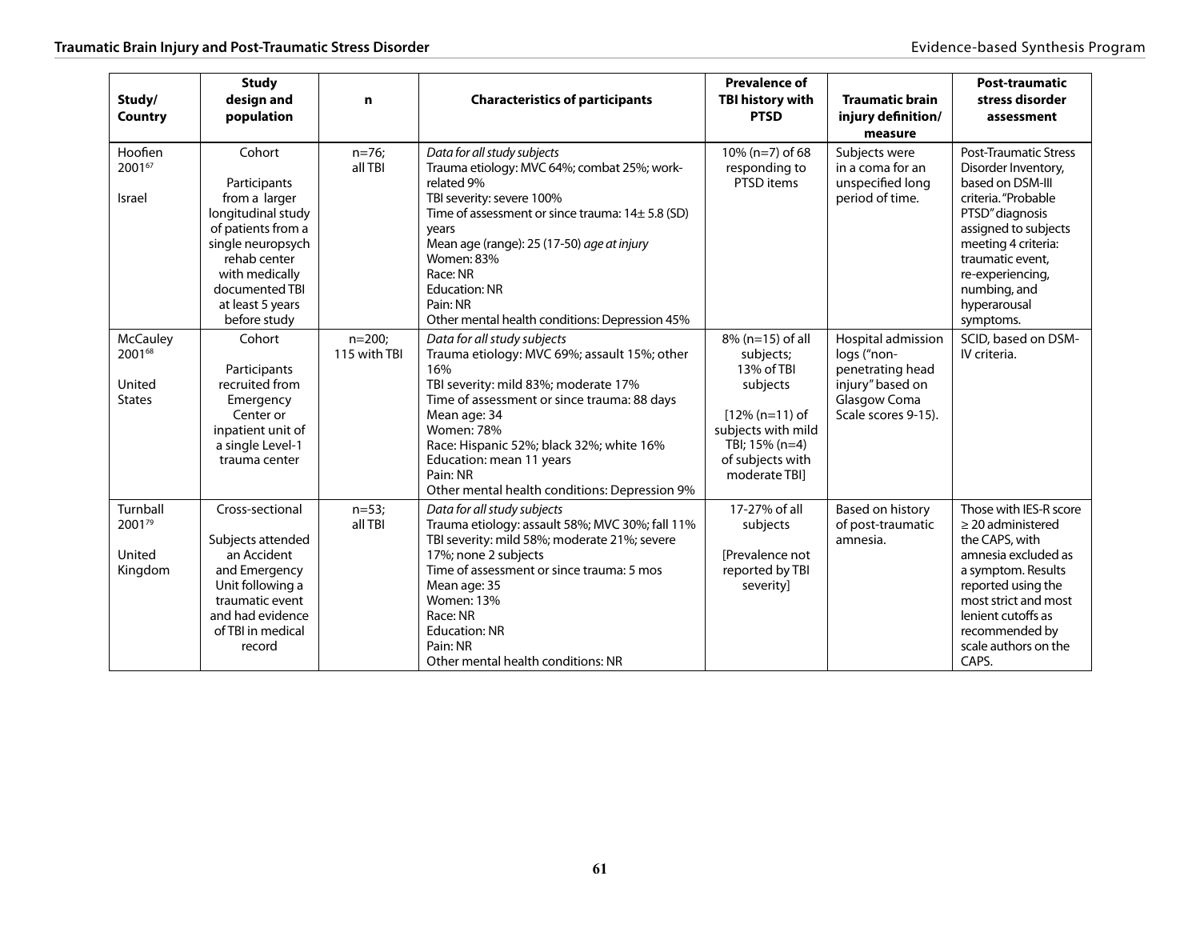| Study/ Country | Study design and population | n | Characteristics of participants | Prevalence of TBI history with PTSD | Traumatic brain injury definition/ measure | Post-traumatic stress disorder assessment |
|---|---|---|---|---|---|---|
| Hoofien 2001[67]<br><br>Israel | Cohort<br><br>Participants from a larger longitudinal study of patients from a single neuropsych rehab center with medically documented TBI at least 5 years before study | n=76; all TBI | *Data for all study subjects*<br>Trauma etiology: MVC 64%; combat 25%; work-related 9%<br>TBI severity: severe 100%<br>Time of assessment or since trauma: 14± 5.8 (SD) years<br>Mean age (range): 25 (17-50) *age at injury*<br>Women: 83%<br>Race: NR<br>Education: NR<br>Pain: NR<br>Other mental health conditions: Depression 45% | 10% (n=7) of 68 responding to PTSD items | Subjects were in a coma for an unspecified long period of time. | Post-Traumatic Stress Disorder Inventory, based on DSM-III criteria. "Probable PTSD" diagnosis assigned to subjects meeting 4 criteria: traumatic event, re-experiencing, numbing, and hyperarousal symptoms. |
| McCauley 2001[68]<br><br>United States | Cohort<br><br>Participants recruited from Emergency Center or inpatient unit of a single Level-1 trauma center | n=200; 115 with TBI | *Data for all study subjects*<br>Trauma etiology: MVC 69%; assault 15%; other 16%<br>TBI severity: mild 83%; moderate 17%<br>Time of assessment or since trauma: 88 days<br>Mean age: 34<br>Women: 78%<br>Race: Hispanic 52%; black 32%; white 16%<br>Education: mean 11 years<br>Pain: NR<br>Other mental health conditions: Depression 9% | 8% (n=15) of all subjects;<br>13% of TBI subjects<br><br>[12% (n=11) of subjects with mild TBI; 15% (n=4) of subjects with moderate TBI] | Hospital admission logs ("non-penetrating head injury" based on Glasgow Coma Scale scores 9-15). | SCID, based on DSM-IV criteria. |
| Turnball 2001[79]<br><br>United Kingdom | Cross-sectional<br><br>Subjects attended an Accident and Emergency Unit following a traumatic event and had evidence of TBI in medical record | n=53; all TBI | *Data for all study subjects*<br>Trauma etiology: assault 58%; MVC 30%; fall 11%<br>TBI severity: mild 58%; moderate 21%; severe 17%; none 2 subjects<br>Time of assessment or since trauma: 5 mos<br>Mean age: 35<br>Women: 13%<br>Race: NR<br>Education: NR<br>Pain: NR<br>Other mental health conditions: NR | 17-27% of all subjects<br><br>[Prevalence not reported by TBI severity] | Based on history of post-traumatic amnesia. | Those with IES-R score ≥ 20 administered the CAPS, with amnesia excluded as a symptom. Results reported using the most strict and most lenient cutoffs as recommended by scale authors on the CAPS. |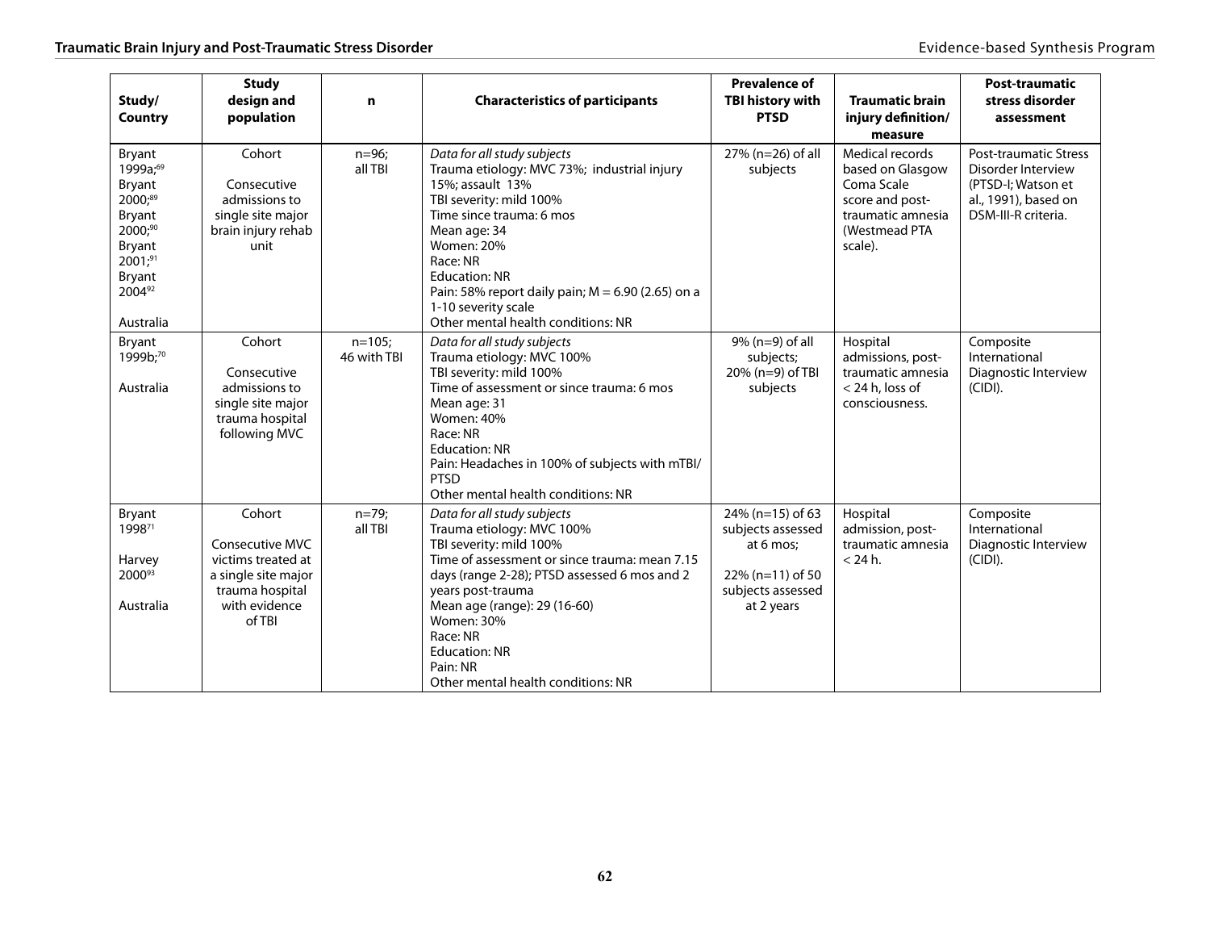| Study/ Country | Study design and population | n | Characteristics of participants | Prevalence of TBI history with PTSD | Traumatic brain injury definition/ measure | Post-traumatic stress disorder assessment |
|---|---|---|---|---|---|---|
| Bryant 1999a;[69] Bryant 2000;[89] Bryant 2000;[90] Bryant 2001;[91] Bryant 2004[92]<br><br>Australia | Cohort<br><br>Consecutive admissions to single site major brain injury rehab unit | n=96; all TBI | *Data for all study subjects*<br>Trauma etiology: MVC 73%; industrial injury 15%; assault 13%<br>TBI severity: mild 100%<br>Time since trauma: 6 mos<br>Mean age: 34<br>Women: 20%<br>Race: NR<br>Education: NR<br>Pain: 58% report daily pain; M = 6.90 (2.65) on a 1-10 severity scale<br>Other mental health conditions: NR | 27% (n=26) of all subjects | Medical records based on Glasgow Coma Scale score and post-traumatic amnesia (Westmead PTA scale). | Post-traumatic Stress Disorder Interview (PTSD-I; Watson et al., 1991), based on DSM-III-R criteria. |
| Bryant 1999b;[70]<br><br>Australia | Cohort<br><br>Consecutive admissions to single site major trauma hospital following MVC | n=105; 46 with TBI | *Data for all study subjects*<br>Trauma etiology: MVC 100%<br>TBI severity: mild 100%<br>Time of assessment or since trauma: 6 mos<br>Mean age: 31<br>Women: 40%<br>Race: NR<br>Education: NR<br>Pain: Headaches in 100% of subjects with mTBI/ PTSD<br>Other mental health conditions: NR | 9% (n=9) of all subjects;<br>20% (n=9) of TBI subjects | Hospital admissions, post-traumatic amnesia < 24 h, loss of consciousness. | Composite International Diagnostic Interview (CIDI). |
| Bryant 1998[71]<br><br>Harvey 2000[93]<br><br>Australia | Cohort<br><br>Consecutive MVC victims treated at a single site major trauma hospital with evidence of TBI | n=79; all TBI | *Data for all study subjects*<br>Trauma etiology: MVC 100%<br>TBI severity: mild 100%<br>Time of assessment or since trauma: mean 7.15 days (range 2-28); PTSD assessed 6 mos and 2 years post-trauma<br>Mean age (range): 29 (16-60)<br>Women: 30%<br>Race: NR<br>Education: NR<br>Pain: NR<br>Other mental health conditions: NR | 24% (n=15) of 63 subjects assessed at 6 mos;<br><br>22% (n=11) of 50 subjects assessed at 2 years | Hospital admission, post-traumatic amnesia < 24 h. | Composite International Diagnostic Interview (CIDI). |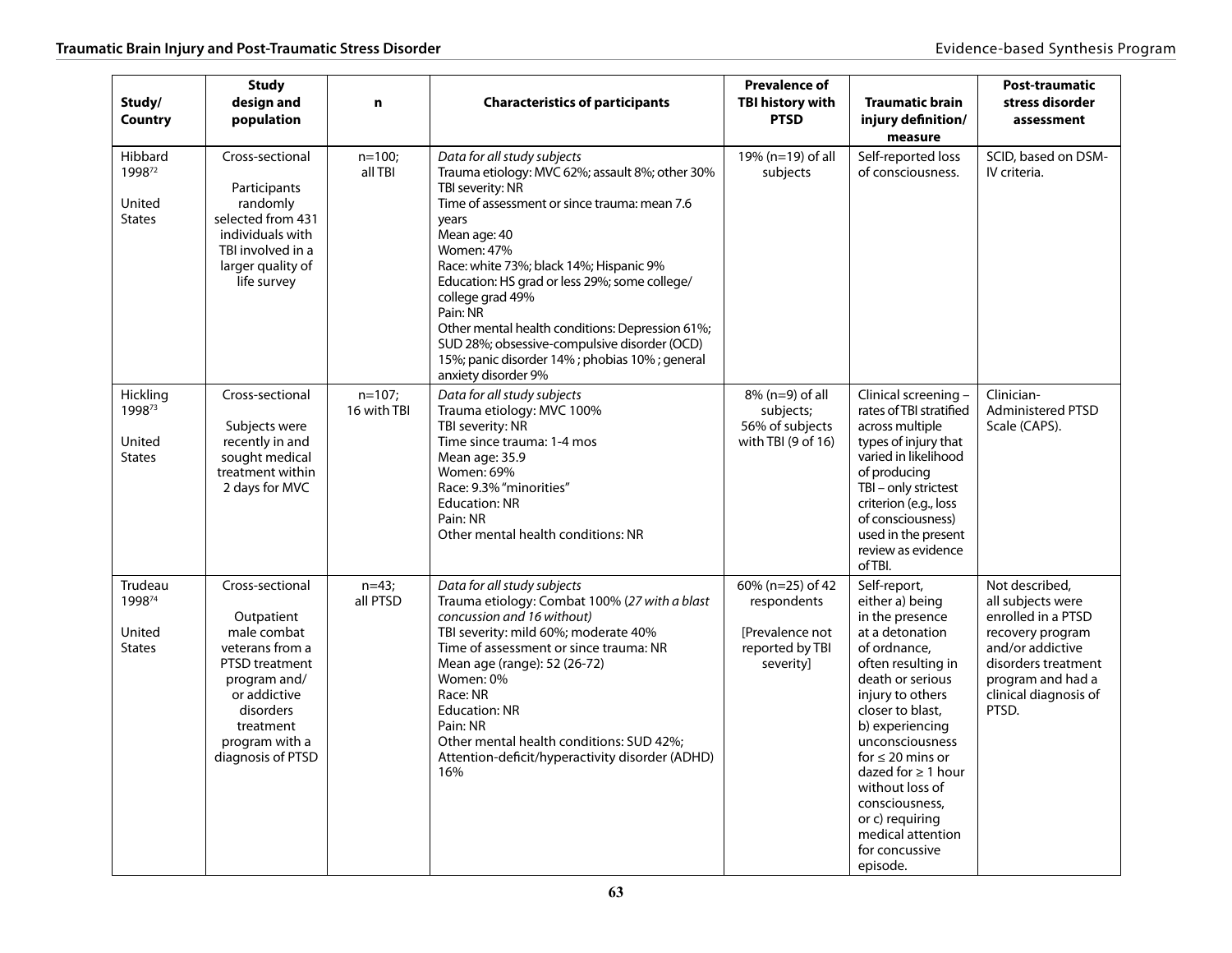| Study/ Country | Study design and population | n | Characteristics of participants | Prevalence of TBI history with PTSD | Traumatic brain injury definition/ measure | Post-traumatic stress disorder assessment |
|---|---|---|---|---|---|---|
| Hibbard 1998[72]<br><br>United States | Cross-sectional<br><br>Participants randomly selected from 431 individuals with TBI involved in a larger quality of life survey | n=100; all TBI | *Data for all study subjects*<br>Trauma etiology: MVC 62%; assault 8%; other 30%<br>TBI severity: NR<br>Time of assessment or since trauma: mean 7.6 years<br>Mean age: 40<br>Women: 47%<br>Race: white 73%; black 14%; Hispanic 9%<br>Education: HS grad or less 29%; some college/ college grad 49%<br>Pain: NR<br>Other mental health conditions: Depression 61%; SUD 28%; obsessive-compulsive disorder (OCD) 15%; panic disorder 14% ; phobias 10% ; general anxiety disorder 9% | 19% (n=19) of all subjects | Self-reported loss of consciousness. | SCID, based on DSM-IV criteria. |
| Hickling 1998[73]<br><br>United States | Cross-sectional<br><br>Subjects were recently in and sought medical treatment within 2 days for MVC | n=107; 16 with TBI | *Data for all study subjects*<br>Trauma etiology: MVC 100%<br>TBI severity: NR<br>Time since trauma: 1-4 mos<br>Mean age: 35.9<br>Women: 69%<br>Race: 9.3% "minorities"<br>Education: NR<br>Pain: NR<br>Other mental health conditions: NR | 8% (n=9) of all subjects;<br>56% of subjects with TBI (9 of 16) | Clinical screening – rates of TBI stratified across multiple types of injury that varied in likelihood of producing TBI – only strictest criterion (e.g., loss of consciousness) used in the present review as evidence of TBI. | Clinician-Administered PTSD Scale (CAPS). |
| Trudeau 1998[74]<br><br>United States | Cross-sectional<br><br>Outpatient male combat veterans from a PTSD treatment program and/ or addictive disorders treatment program with a diagnosis of PTSD | n=43; all PTSD | *Data for all study subjects*<br>Trauma etiology: Combat 100% (*27 with a blast concussion and 16 without)*<br>TBI severity: mild 60%; moderate 40%<br>Time of assessment or since trauma: NR<br>Mean age (range): 52 (26-72)<br>Women: 0%<br>Race: NR<br>Education: NR<br>Pain: NR<br>Other mental health conditions: SUD 42%; Attention-deficit/hyperactivity disorder (ADHD) 16% | 60% (n=25) of 42 respondents<br><br>[Prevalence not reported by TBI severity] | Self-report, either a) being in the presence at a detonation of ordnance, often resulting in death or serious injury to others closer to blast, b) experiencing unconsciousness for ≤ 20 mins or dazed for ≥ 1 hour without loss of consciousness, or c) requiring medical attention for concussive episode. | Not described, all subjects were enrolled in a PTSD recovery program and/or addictive disorders treatment program and had a clinical diagnosis of PTSD. |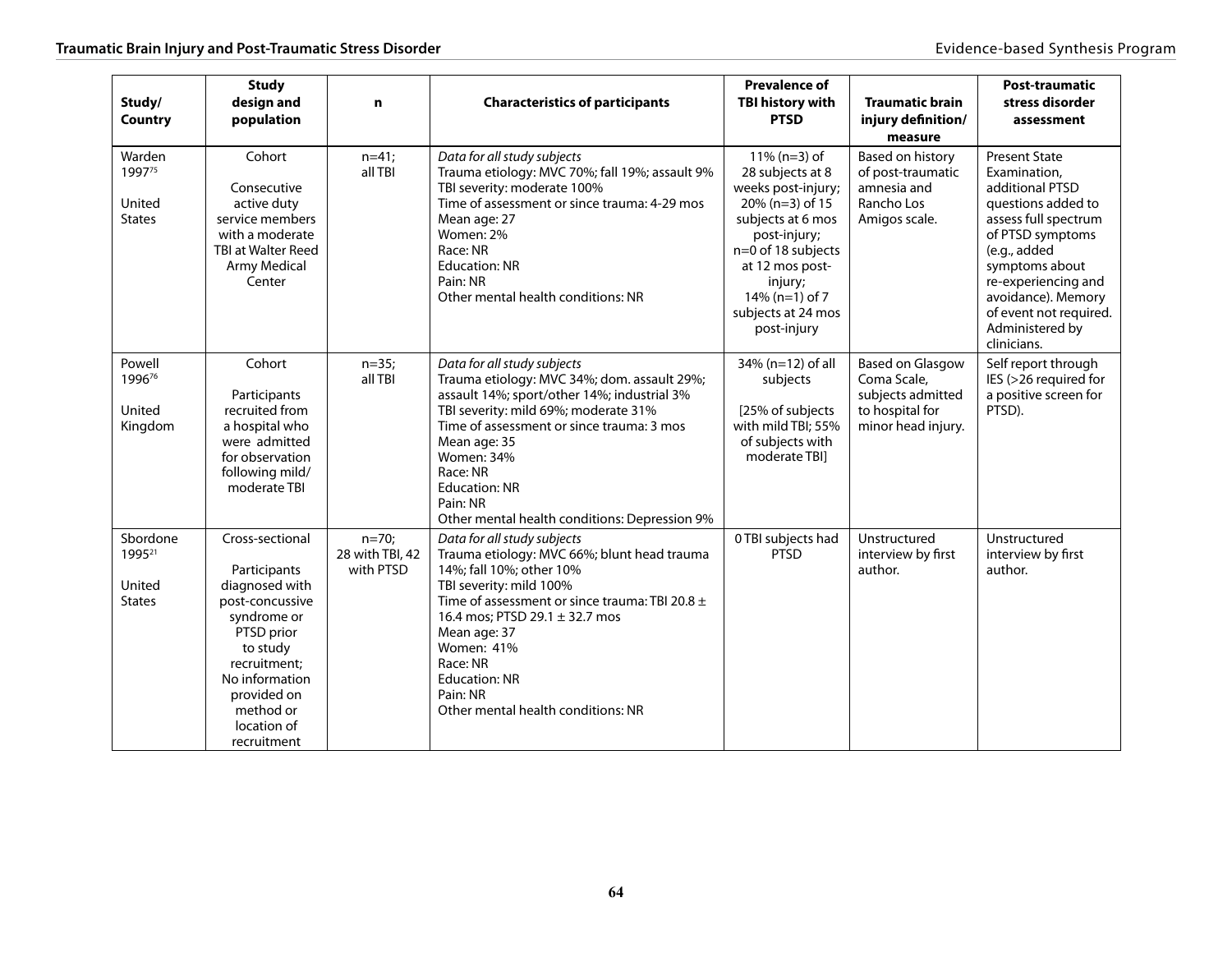| Study/ Country | Study design and population | n | Characteristics of participants | Prevalence of TBI history with PTSD | Traumatic brain injury definition/ measure | Post-traumatic stress disorder assessment |
|---|---|---|---|---|---|---|
| Warden 1997[75]<br><br>United States | Cohort<br><br>Consecutive active duty service members with a moderate TBI at Walter Reed Army Medical Center | n=41; all TBI | *Data for all study subjects*<br>Trauma etiology: MVC 70%; fall 19%; assault 9%<br>TBI severity: moderate 100%<br>Time of assessment or since trauma: 4-29 mos<br>Mean age: 27<br>Women: 2%<br>Race: NR<br>Education: NR<br>Pain: NR<br>Other mental health conditions: NR | 11% (n=3) of 28 subjects at 8 weeks post-injury; 20% (n=3) of 15 subjects at 6 mos post-injury; n=0 of 18 subjects at 12 mos post-injury; 14% (n=1) of 7 subjects at 24 mos post-injury | Based on history of post-traumatic amnesia and Rancho Los Amigos scale. | Present State Examination, additional PTSD questions added to assess full spectrum of PTSD symptoms (e.g., added symptoms about re-experiencing and avoidance). Memory of event not required. Administered by clinicians. |
| Powell 1996[76]<br><br>United Kingdom | Cohort<br><br>Participants recruited from a hospital who were admitted for observation following mild/ moderate TBI | n=35; all TBI | *Data for all study subjects*<br>Trauma etiology: MVC 34%; dom. assault 29%; assault 14%; sport/other 14%; industrial 3%<br>TBI severity: mild 69%; moderate 31%<br>Time of assessment or since trauma: 3 mos<br>Mean age: 35<br>Women: 34%<br>Race: NR<br>Education: NR<br>Pain: NR<br>Other mental health conditions: Depression 9% | 34% (n=12) of all subjects<br><br>[25% of subjects with mild TBI; 55% of subjects with moderate TBI] | Based on Glasgow Coma Scale, subjects admitted to hospital for minor head injury. | Self report through IES (>26 required for a positive screen for PTSD). |
| Sbordone 1995[21]<br><br>United States | Cross-sectional<br><br>Participants diagnosed with post-concussive syndrome or PTSD prior to study recruitment; No information provided on method or location of recruitment | n=70; 28 with TBI, 42 with PTSD | *Data for all study subjects*<br>Trauma etiology: MVC 66%; blunt head trauma 14%; fall 10%; other 10%<br>TBI severity: mild 100%<br>Time of assessment or since trauma: TBI 20.8 ± 16.4 mos; PTSD 29.1 ± 32.7 mos<br>Mean age: 37<br>Women: 41%<br>Race: NR<br>Education: NR<br>Pain: NR<br>Other mental health conditions: NR | 0 TBI subjects had PTSD | Unstructured interview by first author. | Unstructured interview by first author. |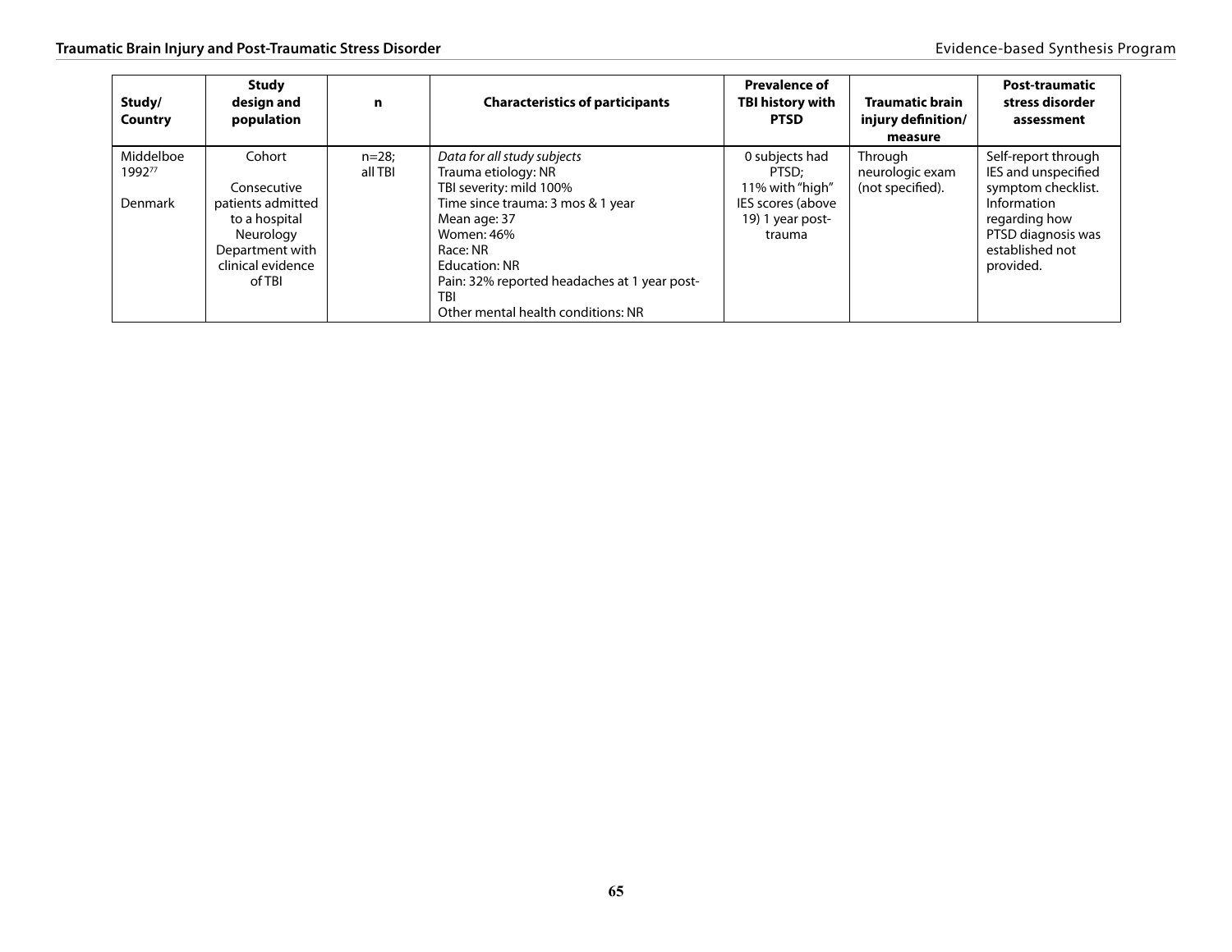| Study/ Country | Study design and population | n | Characteristics of participants | Prevalence of TBI history with PTSD | Traumatic brain injury definition/ measure | Post-traumatic stress disorder assessment |
|---|---|---|---|---|---|---|
| Middelboe 1992[77]<br><br>Denmark | Cohort<br><br>Consecutive patients admitted to a hospital Neurology Department with clinical evidence of TBI | n=28; all TBI | *Data for all study subjects*<br>Trauma etiology: NR<br>TBI severity: mild 100%<br>Time since trauma: 3 mos & 1 year<br>Mean age: 37<br>Women: 46%<br>Race: NR<br>Education: NR<br>Pain: 32% reported headaches at 1 year post-TBI<br>Other mental health conditions: NR | 0 subjects had PTSD;<br>11% with "high" IES scores (above 19) 1 year post-trauma | Through neurologic exam (not specified). | Self-report through IES and unspecified symptom checklist. Information regarding how PTSD diagnosis was established not provided. |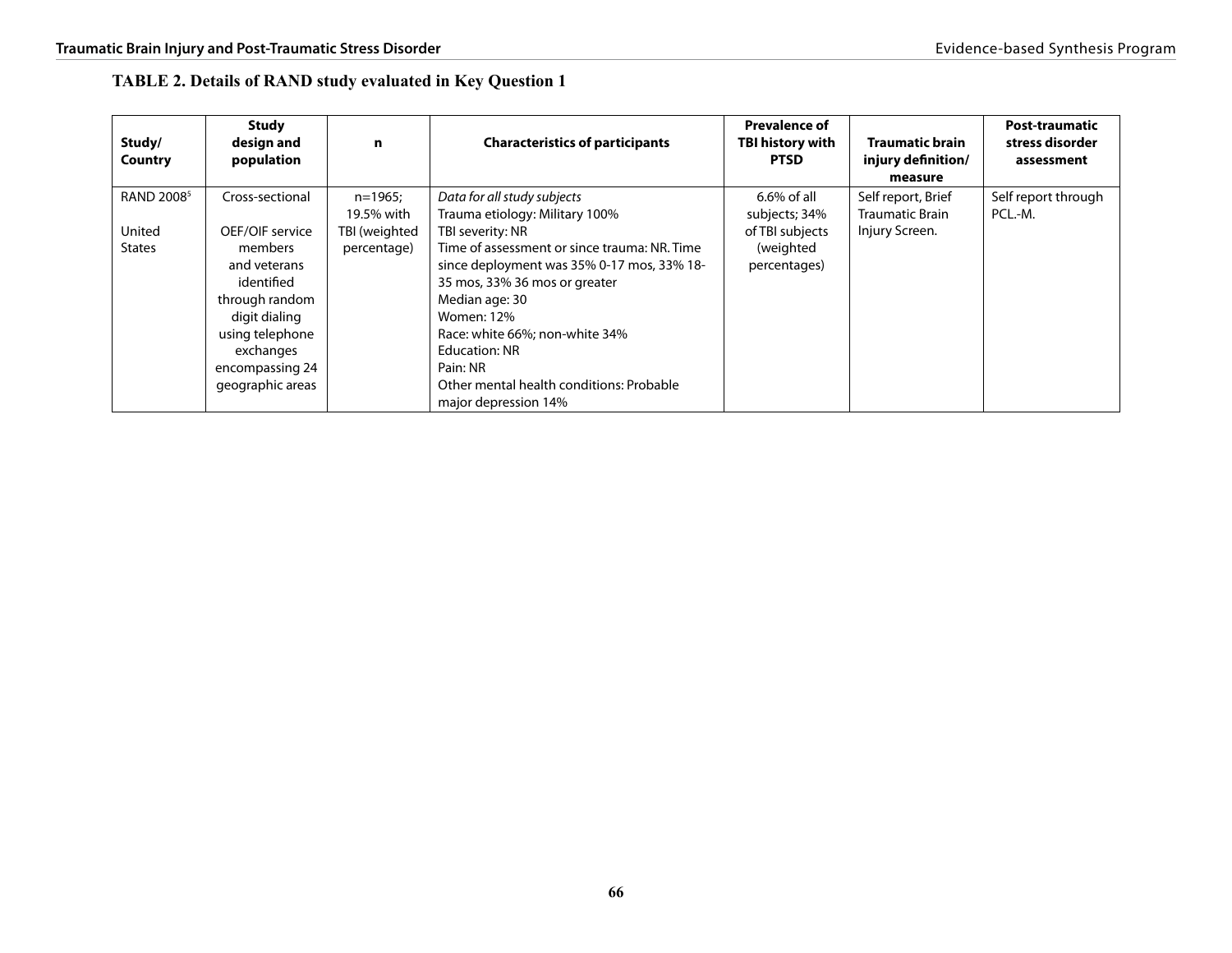**TABLE 2. Details of RAND study evaluated in Key Question 1**

| Study/ Country | Study design and population | n | Characteristics of participants | Prevalence of TBI history with PTSD | Traumatic brain injury definition/ measure | Post-traumatic stress disorder assessment |
|---|---|---|---|---|---|---|
| RAND 2008[5]<br><br>United States | Cross-sectional<br><br>OEF/OIF service members and veterans identified through random digit dialing using telephone exchanges encompassing 24 geographic areas | n=1965; 19.5% with TBI (weighted percentage) | *Data for all study subjects*<br>Trauma etiology: Military 100%<br>TBI severity: NR<br>Time of assessment or since trauma: NR. Time since deployment was 35% 0-17 mos, 33% 18-35 mos, 33% 36 mos or greater<br>Median age: 30<br>Women: 12%<br>Race: white 66%; non-white 34%<br>Education: NR<br>Pain: NR<br>Other mental health conditions: Probable major depression 14% | 6.6% of all subjects; 34% of TBI subjects (weighted percentages) | Self report, Brief Traumatic Brain Injury Screen. | Self report through PCL.-M. |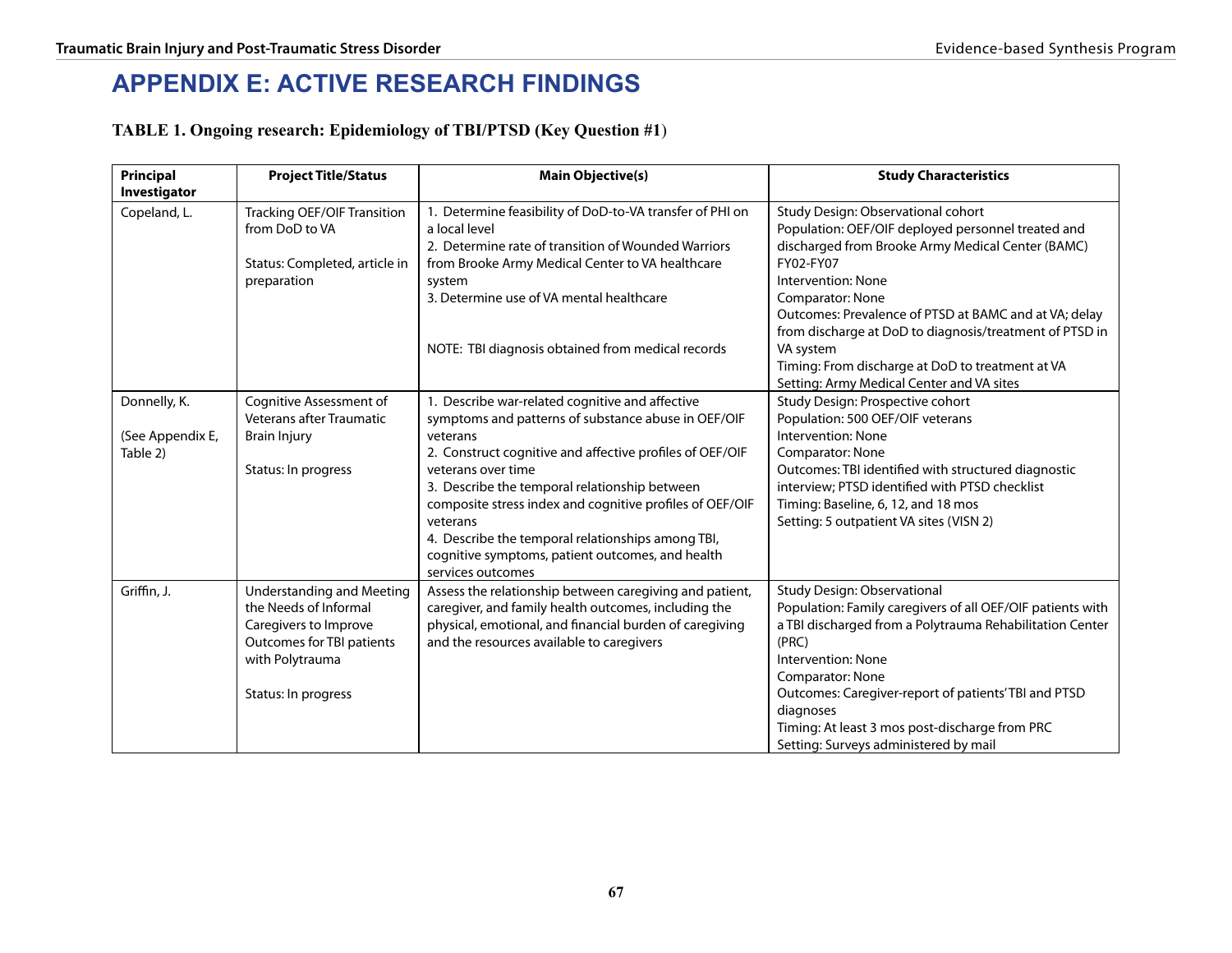# APPENDIX E: ACTIVE RESEARCH FINDINGS

**TABLE 1. Ongoing research: Epidemiology of TBI/PTSD (Key Question #1)**

| Principal Investigator | Project Title/Status | Main Objective(s) | Study Characteristics |
|---|---|---|---|
| Copeland, L. | Tracking OEF/OIF Transition from DoD to VA<br><br>Status: Completed, article in preparation | 1. Determine feasibility of DoD-to-VA transfer of PHI on a local level<br>2. Determine rate of transition of Wounded Warriors from Brooke Army Medical Center to VA healthcare system<br>3. Determine use of VA mental healthcare<br><br>NOTE: TBI diagnosis obtained from medical records | Study Design: Observational cohort<br>Population: OEF/OIF deployed personnel treated and discharged from Brooke Army Medical Center (BAMC) FY02-FY07<br>Intervention: None<br>Comparator: None<br>Outcomes: Prevalence of PTSD at BAMC and at VA; delay from discharge at DoD to diagnosis/treatment of PTSD in VA system<br>Timing: From discharge at DoD to treatment at VA<br>Setting: Army Medical Center and VA sites |
| Donnelly, K.<br><br>(See Appendix E, Table 2) | Cognitive Assessment of Veterans after Traumatic Brain Injury<br><br>Status: In progress | 1. Describe war-related cognitive and affective symptoms and patterns of substance abuse in OEF/OIF veterans<br>2. Construct cognitive and affective profiles of OEF/OIF veterans over time<br>3. Describe the temporal relationship between composite stress index and cognitive profiles of OEF/OIF veterans<br>4. Describe the temporal relationships among TBI, cognitive symptoms, patient outcomes, and health services outcomes | Study Design: Prospective cohort<br>Population: 500 OEF/OIF veterans<br>Intervention: None<br>Comparator: None<br>Outcomes: TBI identified with structured diagnostic interview; PTSD identified with PTSD checklist<br>Timing: Baseline, 6, 12, and 18 mos<br>Setting: 5 outpatient VA sites (VISN 2) |
| Griffin, J. | Understanding and Meeting the Needs of Informal Caregivers to Improve Outcomes for TBI patients with Polytrauma<br><br>Status: In progress | Assess the relationship between caregiving and patient, caregiver, and family health outcomes, including the physical, emotional, and financial burden of caregiving and the resources available to caregivers | Study Design: Observational<br>Population: Family caregivers of all OEF/OIF patients with a TBI discharged from a Polytrauma Rehabilitation Center (PRC)<br>Intervention: None<br>Comparator: None<br>Outcomes: Caregiver-report of patients' TBI and PTSD diagnoses<br>Timing: At least 3 mos post-discharge from PRC<br>Setting: Surveys administered by mail |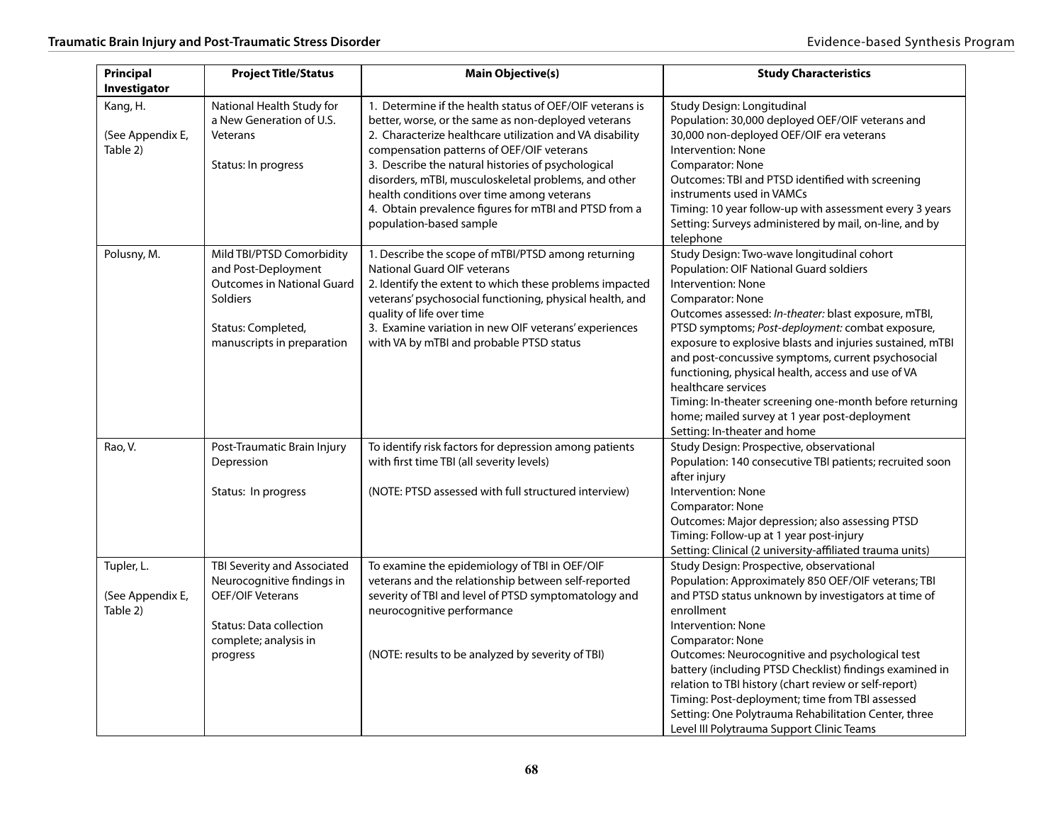| Principal Investigator | Project Title/Status | Main Objective(s) | Study Characteristics |
|---|---|---|---|
| Kang, H.<br><br>(See Appendix E, Table 2) | National Health Study for a New Generation of U.S. Veterans<br><br>Status: In progress | 1. Determine if the health status of OEF/OIF veterans is better, worse, or the same as non-deployed veterans<br>2. Characterize healthcare utilization and VA disability compensation patterns of OEF/OIF veterans<br>3. Describe the natural histories of psychological disorders, mTBI, musculoskeletal problems, and other health conditions over time among veterans<br>4. Obtain prevalence figures for mTBI and PTSD from a population-based sample | Study Design: Longitudinal<br>Population: 30,000 deployed OEF/OIF veterans and 30,000 non-deployed OEF/OIF era veterans<br>Intervention: None<br>Comparator: None<br>Outcomes: TBI and PTSD identified with screening instruments used in VAMCs<br>Timing: 10 year follow-up with assessment every 3 years<br>Setting: Surveys administered by mail, on-line, and by telephone |
| Polusny, M. | Mild TBI/PTSD Comorbidity and Post-Deployment Outcomes in National Guard Soldiers<br><br>Status: Completed, manuscripts in preparation | 1. Describe the scope of mTBI/PTSD among returning National Guard OIF veterans<br>2. Identify the extent to which these problems impacted veterans' psychosocial functioning, physical health, and quality of life over time<br>3. Examine variation in new OIF veterans' experiences with VA by mTBI and probable PTSD status | Study Design: Two-wave longitudinal cohort<br>Population: OIF National Guard soldiers<br>Intervention: None<br>Comparator: None<br>Outcomes assessed: *In-theater:* blast exposure, mTBI, PTSD symptoms; *Post-deployment:* combat exposure, exposure to explosive blasts and injuries sustained, mTBI and post-concussive symptoms, current psychosocial functioning, physical health, access and use of VA healthcare services<br>Timing: In-theater screening one-month before returning home; mailed survey at 1 year post-deployment<br>Setting: In-theater and home |
| Rao, V. | Post-Traumatic Brain Injury Depression<br><br>Status: In progress | To identify risk factors for depression among patients with first time TBI (all severity levels)<br><br>(NOTE: PTSD assessed with full structured interview) | Study Design: Prospective, observational<br>Population: 140 consecutive TBI patients; recruited soon after injury<br>Intervention: None<br>Comparator: None<br>Outcomes: Major depression; also assessing PTSD<br>Timing: Follow-up at 1 year post-injury<br>Setting: Clinical (2 university-affiliated trauma units) |
| Tupler, L.<br><br>(See Appendix E, Table 2) | TBI Severity and Associated Neurocognitive findings in OEF/OIF Veterans<br><br>Status: Data collection complete; analysis in progress | To examine the epidemiology of TBI in OEF/OIF veterans and the relationship between self-reported severity of TBI and level of PTSD symptomatology and neurocognitive performance<br><br>(NOTE: results to be analyzed by severity of TBI) | Study Design: Prospective, observational<br>Population: Approximately 850 OEF/OIF veterans; TBI and PTSD status unknown by investigators at time of enrollment<br>Intervention: None<br>Comparator: None<br>Outcomes: Neurocognitive and psychological test battery (including PTSD Checklist) findings examined in relation to TBI history (chart review or self-report)<br>Timing: Post-deployment; time from TBI assessed<br>Setting: One Polytrauma Rehabilitation Center, three Level III Polytrauma Support Clinic Teams |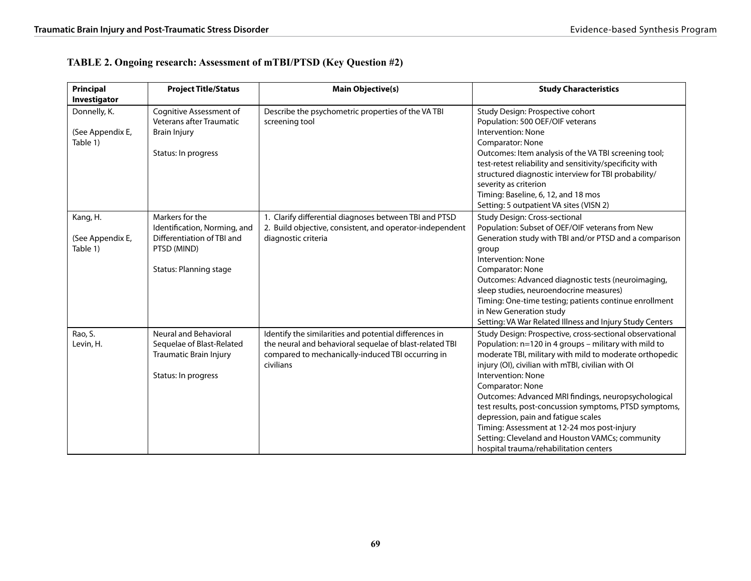**TABLE 2. Ongoing research: Assessment of mTBI/PTSD (Key Question #2)**

| Principal Investigator | Project Title/Status | Main Objective(s) | Study Characteristics |
|---|---|---|---|
| Donnelly, K.<br><br>(See Appendix E, Table 1) | Cognitive Assessment of Veterans after Traumatic Brain Injury<br><br>Status: In progress | Describe the psychometric properties of the VA TBI screening tool | Study Design: Prospective cohort<br>Population: 500 OEF/OIF veterans<br>Intervention: None<br>Comparator: None<br>Outcomes: Item analysis of the VA TBI screening tool; test-retest reliability and sensitivity/specificity with structured diagnostic interview for TBI probability/ severity as criterion<br>Timing: Baseline, 6, 12, and 18 mos<br>Setting: 5 outpatient VA sites (VISN 2) |
| Kang, H.<br><br>(See Appendix E, Table 1) | Markers for the Identification, Norming, and Differentiation of TBI and PTSD (MIND)<br><br>Status: Planning stage | 1. Clarify differential diagnoses between TBI and PTSD<br>2. Build objective, consistent, and operator-independent diagnostic criteria | Study Design: Cross-sectional<br>Population: Subset of OEF/OIF veterans from New Generation study with TBI and/or PTSD and a comparison group<br>Intervention: None<br>Comparator: None<br>Outcomes: Advanced diagnostic tests (neuroimaging, sleep studies, neuroendocrine measures)<br>Timing: One-time testing; patients continue enrollment in New Generation study<br>Setting: VA War Related Illness and Injury Study Centers |
| Rao, S.<br>Levin, H. | Neural and Behavioral Sequelae of Blast-Related Traumatic Brain Injury<br><br>Status: In progress | Identify the similarities and potential differences in the neural and behavioral sequelae of blast-related TBI compared to mechanically-induced TBI occurring in civilians | Study Design: Prospective, cross-sectional observational<br>Population: n=120 in 4 groups – military with mild to moderate TBI, military with mild to moderate orthopedic injury (OI), civilian with mTBI, civilian with OI<br>Intervention: None<br>Comparator: None<br>Outcomes: Advanced MRI findings, neuropsychological test results, post-concussion symptoms, PTSD symptoms, depression, pain and fatigue scales<br>Timing: Assessment at 12-24 mos post-injury<br>Setting: Cleveland and Houston VAMCs; community hospital trauma/rehabilitation centers |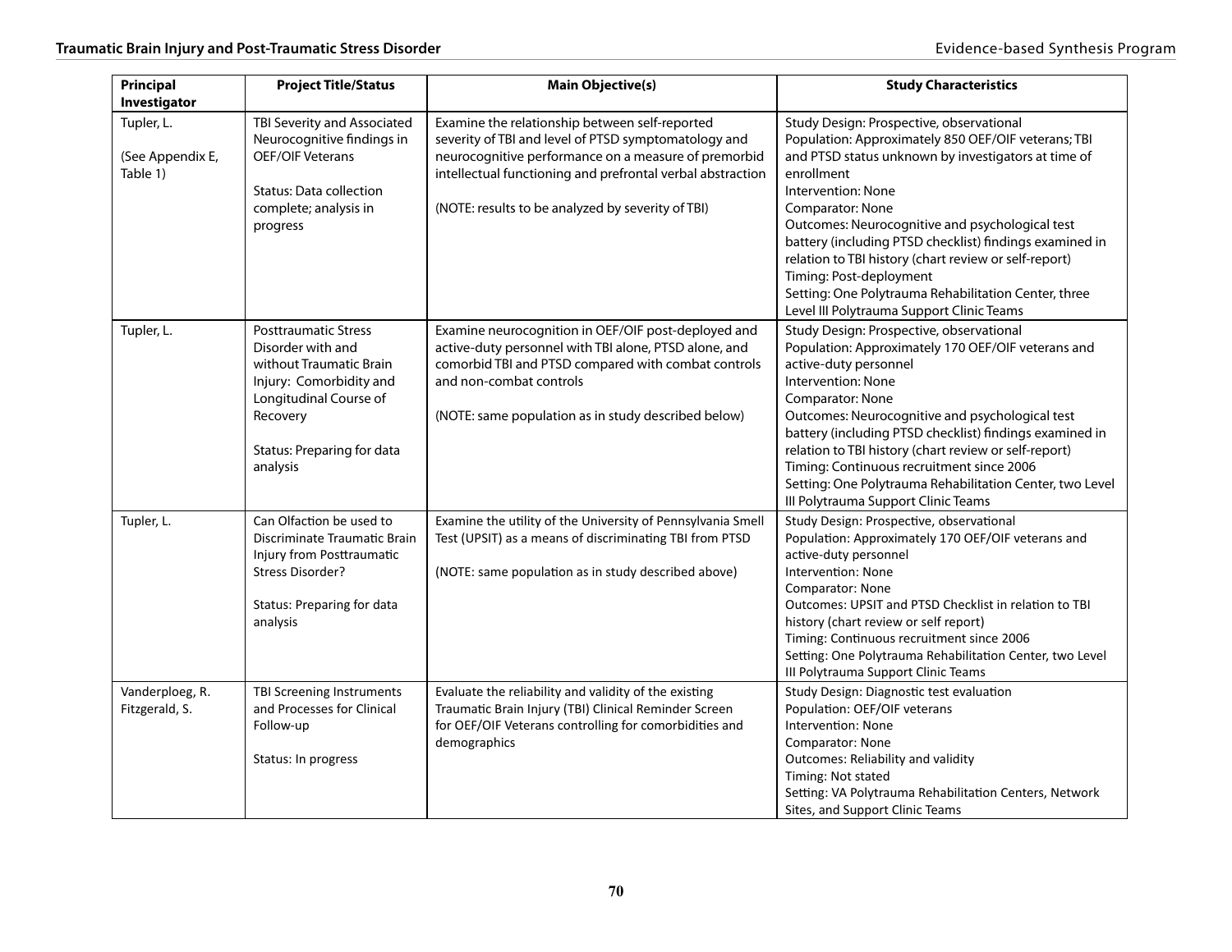| Principal Investigator | Project Title/Status | Main Objective(s) | Study Characteristics |
|---|---|---|---|
| Tupler, L.<br><br>(See Appendix E, Table 1) | TBI Severity and Associated Neurocognitive findings in OEF/OIF Veterans<br><br>Status: Data collection complete; analysis in progress | Examine the relationship between self-reported severity of TBI and level of PTSD symptomatology and neurocognitive performance on a measure of premorbid intellectual functioning and prefrontal verbal abstraction<br><br>(NOTE: results to be analyzed by severity of TBI) | Study Design: Prospective, observational<br>Population: Approximately 850 OEF/OIF veterans; TBI and PTSD status unknown by investigators at time of enrollment<br>Intervention: None<br>Comparator: None<br>Outcomes: Neurocognitive and psychological test battery (including PTSD checklist) findings examined in relation to TBI history (chart review or self-report)<br>Timing: Post-deployment<br>Setting: One Polytrauma Rehabilitation Center, three Level III Polytrauma Support Clinic Teams |
| Tupler, L. | Posttraumatic Stress Disorder with and without Traumatic Brain Injury: Comorbidity and Longitudinal Course of Recovery<br><br>Status: Preparing for data analysis | Examine neurocognition in OEF/OIF post-deployed and active-duty personnel with TBI alone, PTSD alone, and comorbid TBI and PTSD compared with combat controls and non-combat controls<br><br>(NOTE: same population as in study described below) | Study Design: Prospective, observational<br>Population: Approximately 170 OEF/OIF veterans and active-duty personnel<br>Intervention: None<br>Comparator: None<br>Outcomes: Neurocognitive and psychological test battery (including PTSD checklist) findings examined in relation to TBI history (chart review or self-report)<br>Timing: Continuous recruitment since 2006<br>Setting: One Polytrauma Rehabilitation Center, two Level III Polytrauma Support Clinic Teams |
| Tupler, L. | Can Olfaction be used to Discriminate Traumatic Brain Injury from Posttraumatic Stress Disorder?<br><br>Status: Preparing for data analysis | Examine the utility of the University of Pennsylvania Smell Test (UPSIT) as a means of discriminating TBI from PTSD<br><br>(NOTE: same population as in study described above) | Study Design: Prospective, observational<br>Population: Approximately 170 OEF/OIF veterans and active-duty personnel<br>Intervention: None<br>Comparator: None<br>Outcomes: UPSIT and PTSD Checklist in relation to TBI history (chart review or self report)<br>Timing: Continuous recruitment since 2006<br>Setting: One Polytrauma Rehabilitation Center, two Level III Polytrauma Support Clinic Teams |
| Vanderploeg, R.<br>Fitzgerald, S. | TBI Screening Instruments and Processes for Clinical Follow-up<br><br>Status: In progress | Evaluate the reliability and validity of the existing Traumatic Brain Injury (TBI) Clinical Reminder Screen for OEF/OIF Veterans controlling for comorbidities and demographics | Study Design: Diagnostic test evaluation<br>Population: OEF/OIF veterans<br>Intervention: None<br>Comparator: None<br>Outcomes: Reliability and validity<br>Timing: Not stated<br>Setting: VA Polytrauma Rehabilitation Centers, Network Sites, and Support Clinic Teams |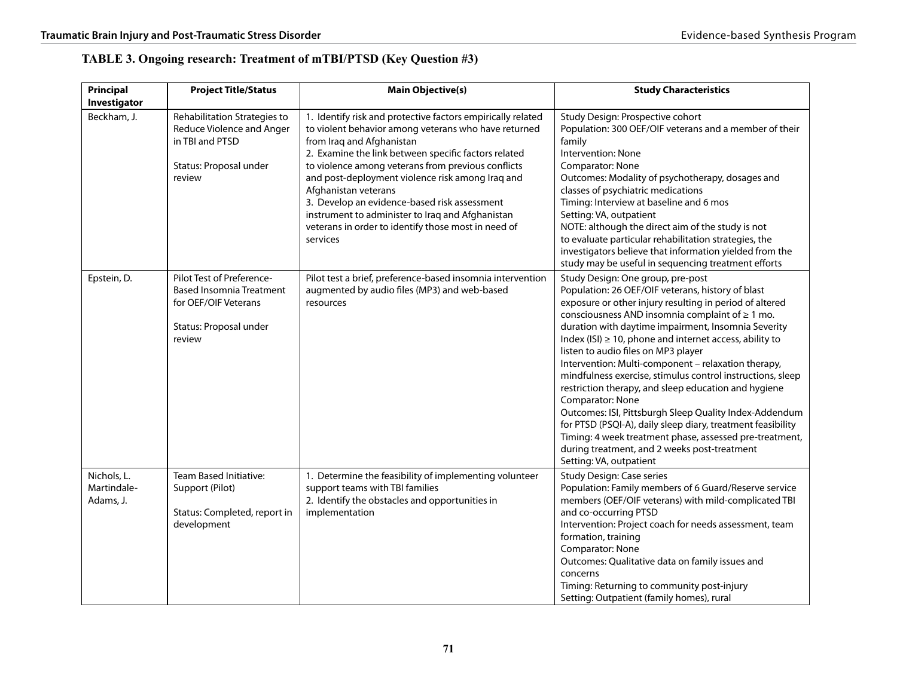**TABLE 3. Ongoing research: Treatment of mTBI/PTSD (Key Question #3)**

| Principal Investigator | Project Title/Status | Main Objective(s) | Study Characteristics |
|---|---|---|---|
| Beckham, J. | Rehabilitation Strategies to Reduce Violence and Anger in TBI and PTSD<br><br>Status: Proposal under review | 1. Identify risk and protective factors empirically related to violent behavior among veterans who have returned from Iraq and Afghanistan<br>2. Examine the link between specific factors related to violence among veterans from previous conflicts and post-deployment violence risk among Iraq and Afghanistan veterans<br>3. Develop an evidence-based risk assessment instrument to administer to Iraq and Afghanistan veterans in order to identify those most in need of services | Study Design: Prospective cohort<br>Population: 300 OEF/OIF veterans and a member of their family<br>Intervention: None<br>Comparator: None<br>Outcomes: Modality of psychotherapy, dosages and classes of psychiatric medications<br>Timing: Interview at baseline and 6 mos<br>Setting: VA, outpatient<br>NOTE: although the direct aim of the study is not to evaluate particular rehabilitation strategies, the investigators believe that information yielded from the study may be useful in sequencing treatment efforts |
| Epstein, D. | Pilot Test of Preference-Based Insomnia Treatment for OEF/OIF Veterans<br><br>Status: Proposal under review | Pilot test a brief, preference-based insomnia intervention augmented by audio files (MP3) and web-based resources | Study Design: One group, pre-post<br>Population: 26 OEF/OIF veterans, history of blast exposure or other injury resulting in period of altered consciousness AND insomnia complaint of ≥ 1 mo. duration with daytime impairment, Insomnia Severity Index (ISI) ≥ 10, phone and internet access, ability to listen to audio files on MP3 player<br>Intervention: Multi-component – relaxation therapy, mindfulness exercise, stimulus control instructions, sleep restriction therapy, and sleep education and hygiene<br>Comparator: None<br>Outcomes: ISI, Pittsburgh Sleep Quality Index-Addendum for PTSD (PSQI-A), daily sleep diary, treatment feasibility<br>Timing: 4 week treatment phase, assessed pre-treatment, during treatment, and 2 weeks post-treatment<br>Setting: VA, outpatient |
| Nichols, L.<br>Martindale-Adams, J. | Team Based Initiative: Support (Pilot)<br><br>Status: Completed, report in development | 1. Determine the feasibility of implementing volunteer support teams with TBI families<br>2. Identify the obstacles and opportunities in implementation | Study Design: Case series<br>Population: Family members of 6 Guard/Reserve service members (OEF/OIF veterans) with mild-complicated TBI and co-occurring PTSD<br>Intervention: Project coach for needs assessment, team formation, training<br>Comparator: None<br>Outcomes: Qualitative data on family issues and concerns<br>Timing: Returning to community post-injury<br>Setting: Outpatient (family homes), rural |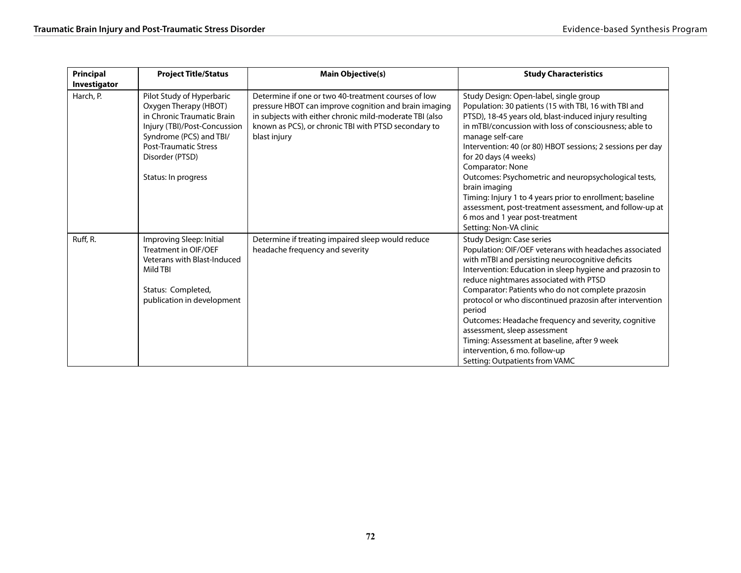| Principal Investigator | Project Title/Status | Main Objective(s) | Study Characteristics |
|---|---|---|---|
| Harch, P. | Pilot Study of Hyperbaric Oxygen Therapy (HBOT) in Chronic Traumatic Brain Injury (TBI)/Post-Concussion Syndrome (PCS) and TBI/ Post-Traumatic Stress Disorder (PTSD)<br><br>Status: In progress | Determine if one or two 40-treatment courses of low pressure HBOT can improve cognition and brain imaging in subjects with either chronic mild-moderate TBI (also known as PCS), or chronic TBI with PTSD secondary to blast injury | Study Design: Open-label, single group<br>Population: 30 patients (15 with TBI, 16 with TBI and PTSD), 18-45 years old, blast-induced injury resulting in mTBI/concussion with loss of consciousness; able to manage self-care<br>Intervention: 40 (or 80) HBOT sessions; 2 sessions per day for 20 days (4 weeks)<br>Comparator: None<br>Outcomes: Psychometric and neuropsychological tests, brain imaging<br>Timing: Injury 1 to 4 years prior to enrollment; baseline assessment, post-treatment assessment, and follow-up at 6 mos and 1 year post-treatment<br>Setting: Non-VA clinic |
| Ruff, R. | Improving Sleep: Initial Treatment in OIF/OEF Veterans with Blast-Induced Mild TBI<br><br>Status: Completed, publication in development | Determine if treating impaired sleep would reduce headache frequency and severity | Study Design: Case series<br>Population: OIF/OEF veterans with headaches associated with mTBI and persisting neurocognitive deficits<br>Intervention: Education in sleep hygiene and prazosin to reduce nightmares associated with PTSD<br>Comparator: Patients who do not complete prazosin protocol or who discontinued prazosin after intervention period<br>Outcomes: Headache frequency and severity, cognitive assessment, sleep assessment<br>Timing: Assessment at baseline, after 9 week intervention, 6 mo. follow-up<br>Setting: Outpatients from VAMC |